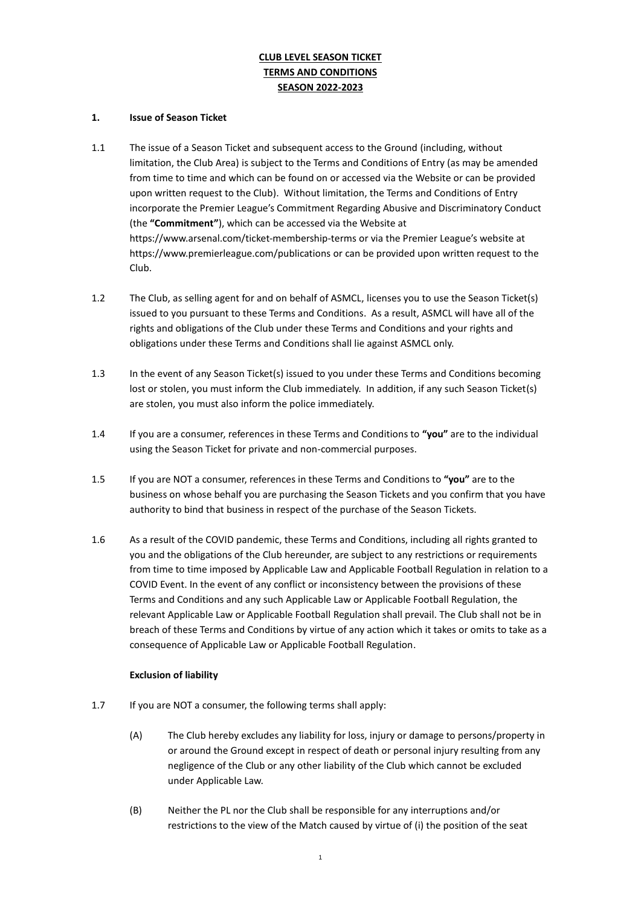**CLUB LEVEL SEASON TICKET**
**TERMS AND CONDITIONS**
**SEASON 2022-2023**

**1. Issue of Season Ticket**

1.1 The issue of a Season Ticket and subsequent access to the Ground (including, without limitation, the Club Area) is subject to the Terms and Conditions of Entry (as may be amended from time to time and which can be found on or accessed via the Website or can be provided upon written request to the Club). Without limitation, the Terms and Conditions of Entry incorporate the Premier League's Commitment Regarding Abusive and Discriminatory Conduct (the **"Commitment"**), which can be accessed via the Website at https://www.arsenal.com/ticket-membership-terms or via the Premier League's website at https://www.premierleague.com/publications or can be provided upon written request to the Club.

1.2 The Club, as selling agent for and on behalf of ASMCL, licenses you to use the Season Ticket(s) issued to you pursuant to these Terms and Conditions. As a result, ASMCL will have all of the rights and obligations of the Club under these Terms and Conditions and your rights and obligations under these Terms and Conditions shall lie against ASMCL only.

1.3 In the event of any Season Ticket(s) issued to you under these Terms and Conditions becoming lost or stolen, you must inform the Club immediately. In addition, if any such Season Ticket(s) are stolen, you must also inform the police immediately.

1.4 If you are a consumer, references in these Terms and Conditions to **"you"** are to the individual using the Season Ticket for private and non-commercial purposes.

1.5 If you are NOT a consumer, references in these Terms and Conditions to **"you"** are to the business on whose behalf you are purchasing the Season Tickets and you confirm that you have authority to bind that business in respect of the purchase of the Season Tickets.

1.6 As a result of the COVID pandemic, these Terms and Conditions, including all rights granted to you and the obligations of the Club hereunder, are subject to any restrictions or requirements from time to time imposed by Applicable Law and Applicable Football Regulation in relation to a COVID Event. In the event of any conflict or inconsistency between the provisions of these Terms and Conditions and any such Applicable Law or Applicable Football Regulation, the relevant Applicable Law or Applicable Football Regulation shall prevail. The Club shall not be in breach of these Terms and Conditions by virtue of any action which it takes or omits to take as a consequence of Applicable Law or Applicable Football Regulation.

**Exclusion of liability**

1.7 If you are NOT a consumer, the following terms shall apply:

(A) The Club hereby excludes any liability for loss, injury or damage to persons/property in or around the Ground except in respect of death or personal injury resulting from any negligence of the Club or any other liability of the Club which cannot be excluded under Applicable Law.

(B) Neither the PL nor the Club shall be responsible for any interruptions and/or restrictions to the view of the Match caused by virtue of (i) the position of the seat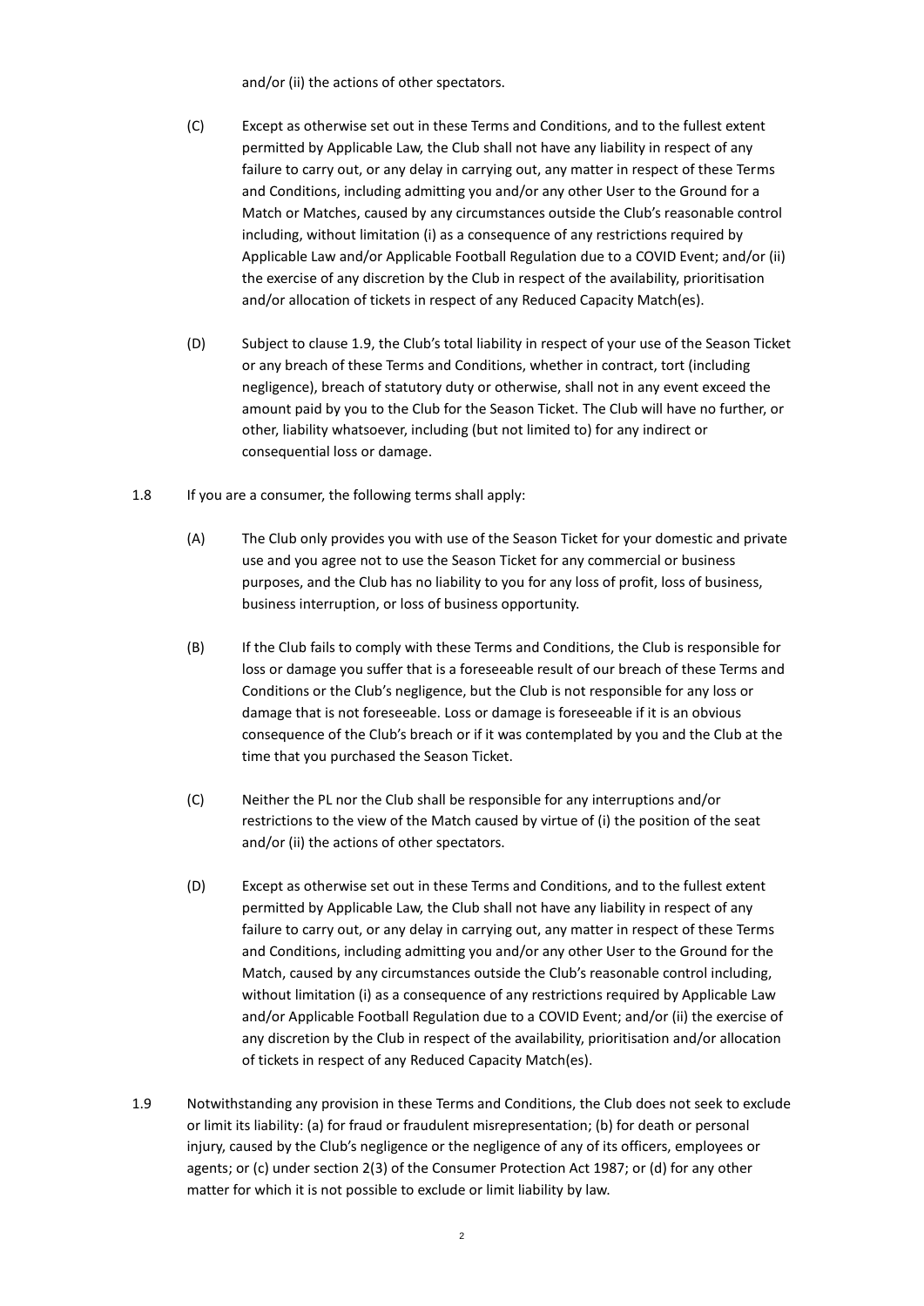and/or (ii) the actions of other spectators.

(C) Except as otherwise set out in these Terms and Conditions, and to the fullest extent permitted by Applicable Law, the Club shall not have any liability in respect of any failure to carry out, or any delay in carrying out, any matter in respect of these Terms and Conditions, including admitting you and/or any other User to the Ground for a Match or Matches, caused by any circumstances outside the Club's reasonable control including, without limitation (i) as a consequence of any restrictions required by Applicable Law and/or Applicable Football Regulation due to a COVID Event; and/or (ii) the exercise of any discretion by the Club in respect of the availability, prioritisation and/or allocation of tickets in respect of any Reduced Capacity Match(es).

(D) Subject to clause 1.9, the Club's total liability in respect of your use of the Season Ticket or any breach of these Terms and Conditions, whether in contract, tort (including negligence), breach of statutory duty or otherwise, shall not in any event exceed the amount paid by you to the Club for the Season Ticket. The Club will have no further, or other, liability whatsoever, including (but not limited to) for any indirect or consequential loss or damage.

1.8 If you are a consumer, the following terms shall apply:

(A) The Club only provides you with use of the Season Ticket for your domestic and private use and you agree not to use the Season Ticket for any commercial or business purposes, and the Club has no liability to you for any loss of profit, loss of business, business interruption, or loss of business opportunity.

(B) If the Club fails to comply with these Terms and Conditions, the Club is responsible for loss or damage you suffer that is a foreseeable result of our breach of these Terms and Conditions or the Club's negligence, but the Club is not responsible for any loss or damage that is not foreseeable. Loss or damage is foreseeable if it is an obvious consequence of the Club's breach or if it was contemplated by you and the Club at the time that you purchased the Season Ticket.

(C) Neither the PL nor the Club shall be responsible for any interruptions and/or restrictions to the view of the Match caused by virtue of (i) the position of the seat and/or (ii) the actions of other spectators.

(D) Except as otherwise set out in these Terms and Conditions, and to the fullest extent permitted by Applicable Law, the Club shall not have any liability in respect of any failure to carry out, or any delay in carrying out, any matter in respect of these Terms and Conditions, including admitting you and/or any other User to the Ground for the Match, caused by any circumstances outside the Club's reasonable control including, without limitation (i) as a consequence of any restrictions required by Applicable Law and/or Applicable Football Regulation due to a COVID Event; and/or (ii) the exercise of any discretion by the Club in respect of the availability, prioritisation and/or allocation of tickets in respect of any Reduced Capacity Match(es).

1.9 Notwithstanding any provision in these Terms and Conditions, the Club does not seek to exclude or limit its liability: (a) for fraud or fraudulent misrepresentation; (b) for death or personal injury, caused by the Club's negligence or the negligence of any of its officers, employees or agents; or (c) under section 2(3) of the Consumer Protection Act 1987; or (d) for any other matter for which it is not possible to exclude or limit liability by law.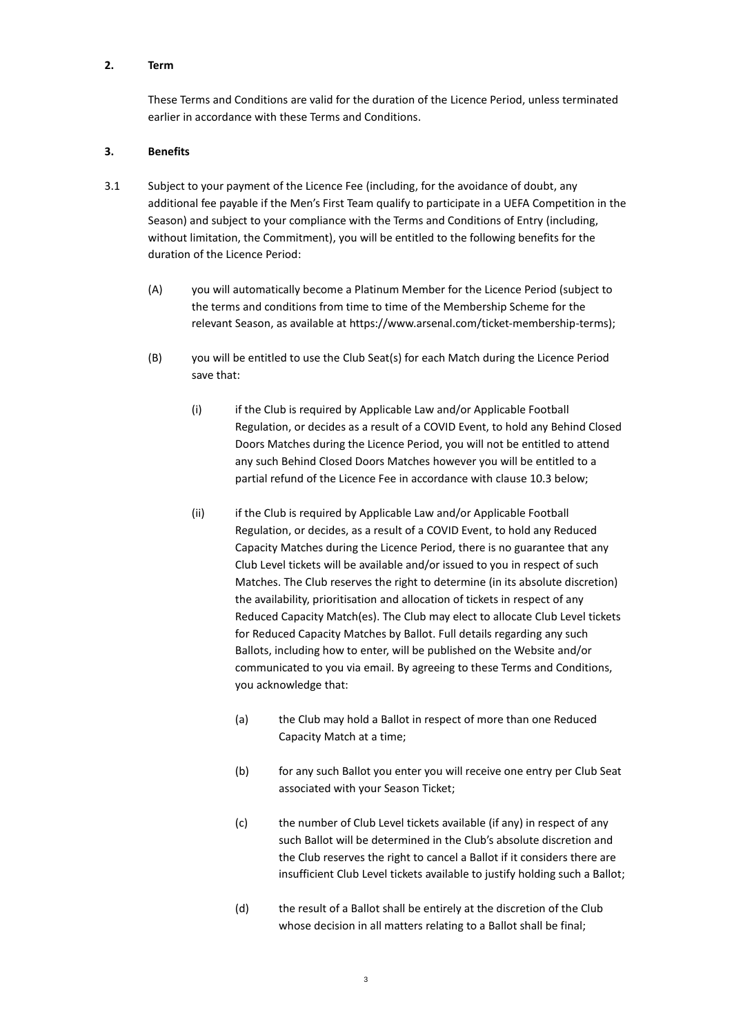**2. Term**

These Terms and Conditions are valid for the duration of the Licence Period, unless terminated earlier in accordance with these Terms and Conditions.

**3. Benefits**

3.1 Subject to your payment of the Licence Fee (including, for the avoidance of doubt, any additional fee payable if the Men's First Team qualify to participate in a UEFA Competition in the Season) and subject to your compliance with the Terms and Conditions of Entry (including, without limitation, the Commitment), you will be entitled to the following benefits for the duration of the Licence Period:

(A) you will automatically become a Platinum Member for the Licence Period (subject to the terms and conditions from time to time of the Membership Scheme for the relevant Season, as available at https://www.arsenal.com/ticket-membership-terms);

(B) you will be entitled to use the Club Seat(s) for each Match during the Licence Period save that:

(i) if the Club is required by Applicable Law and/or Applicable Football Regulation, or decides as a result of a COVID Event, to hold any Behind Closed Doors Matches during the Licence Period, you will not be entitled to attend any such Behind Closed Doors Matches however you will be entitled to a partial refund of the Licence Fee in accordance with clause 10.3 below;

(ii) if the Club is required by Applicable Law and/or Applicable Football Regulation, or decides, as a result of a COVID Event, to hold any Reduced Capacity Matches during the Licence Period, there is no guarantee that any Club Level tickets will be available and/or issued to you in respect of such Matches. The Club reserves the right to determine (in its absolute discretion) the availability, prioritisation and allocation of tickets in respect of any Reduced Capacity Match(es). The Club may elect to allocate Club Level tickets for Reduced Capacity Matches by Ballot. Full details regarding any such Ballots, including how to enter, will be published on the Website and/or communicated to you via email. By agreeing to these Terms and Conditions, you acknowledge that:

(a) the Club may hold a Ballot in respect of more than one Reduced Capacity Match at a time;

(b) for any such Ballot you enter you will receive one entry per Club Seat associated with your Season Ticket;

(c) the number of Club Level tickets available (if any) in respect of any such Ballot will be determined in the Club's absolute discretion and the Club reserves the right to cancel a Ballot if it considers there are insufficient Club Level tickets available to justify holding such a Ballot;

(d) the result of a Ballot shall be entirely at the discretion of the Club whose decision in all matters relating to a Ballot shall be final;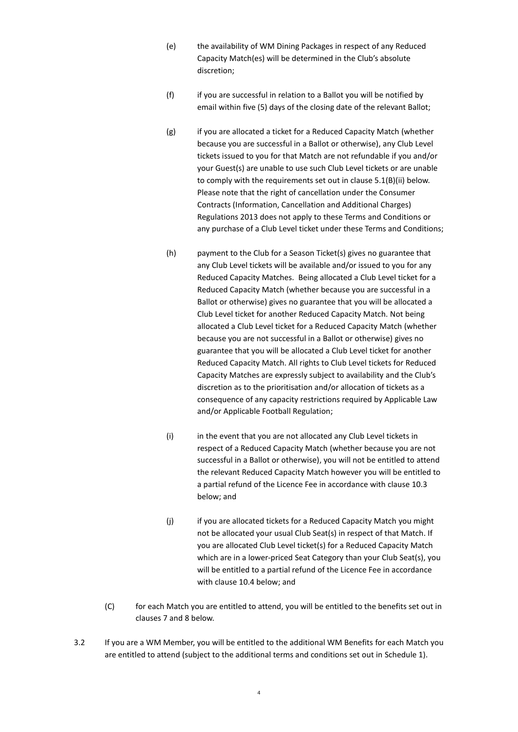(e) the availability of WM Dining Packages in respect of any Reduced Capacity Match(es) will be determined in the Club's absolute discretion;

(f) if you are successful in relation to a Ballot you will be notified by email within five (5) days of the closing date of the relevant Ballot;

(g) if you are allocated a ticket for a Reduced Capacity Match (whether because you are successful in a Ballot or otherwise), any Club Level tickets issued to you for that Match are not refundable if you and/or your Guest(s) are unable to use such Club Level tickets or are unable to comply with the requirements set out in clause 5.1(B)(ii) below. Please note that the right of cancellation under the Consumer Contracts (Information, Cancellation and Additional Charges) Regulations 2013 does not apply to these Terms and Conditions or any purchase of a Club Level ticket under these Terms and Conditions;

(h) payment to the Club for a Season Ticket(s) gives no guarantee that any Club Level tickets will be available and/or issued to you for any Reduced Capacity Matches. Being allocated a Club Level ticket for a Reduced Capacity Match (whether because you are successful in a Ballot or otherwise) gives no guarantee that you will be allocated a Club Level ticket for another Reduced Capacity Match. Not being allocated a Club Level ticket for a Reduced Capacity Match (whether because you are not successful in a Ballot or otherwise) gives no guarantee that you will be allocated a Club Level ticket for another Reduced Capacity Match. All rights to Club Level tickets for Reduced Capacity Matches are expressly subject to availability and the Club's discretion as to the prioritisation and/or allocation of tickets as a consequence of any capacity restrictions required by Applicable Law and/or Applicable Football Regulation;

(i) in the event that you are not allocated any Club Level tickets in respect of a Reduced Capacity Match (whether because you are not successful in a Ballot or otherwise), you will not be entitled to attend the relevant Reduced Capacity Match however you will be entitled to a partial refund of the Licence Fee in accordance with clause 10.3 below; and

(j) if you are allocated tickets for a Reduced Capacity Match you might not be allocated your usual Club Seat(s) in respect of that Match. If you are allocated Club Level ticket(s) for a Reduced Capacity Match which are in a lower-priced Seat Category than your Club Seat(s), you will be entitled to a partial refund of the Licence Fee in accordance with clause 10.4 below; and

(C) for each Match you are entitled to attend, you will be entitled to the benefits set out in clauses 7 and 8 below.

3.2 If you are a WM Member, you will be entitled to the additional WM Benefits for each Match you are entitled to attend (subject to the additional terms and conditions set out in Schedule 1).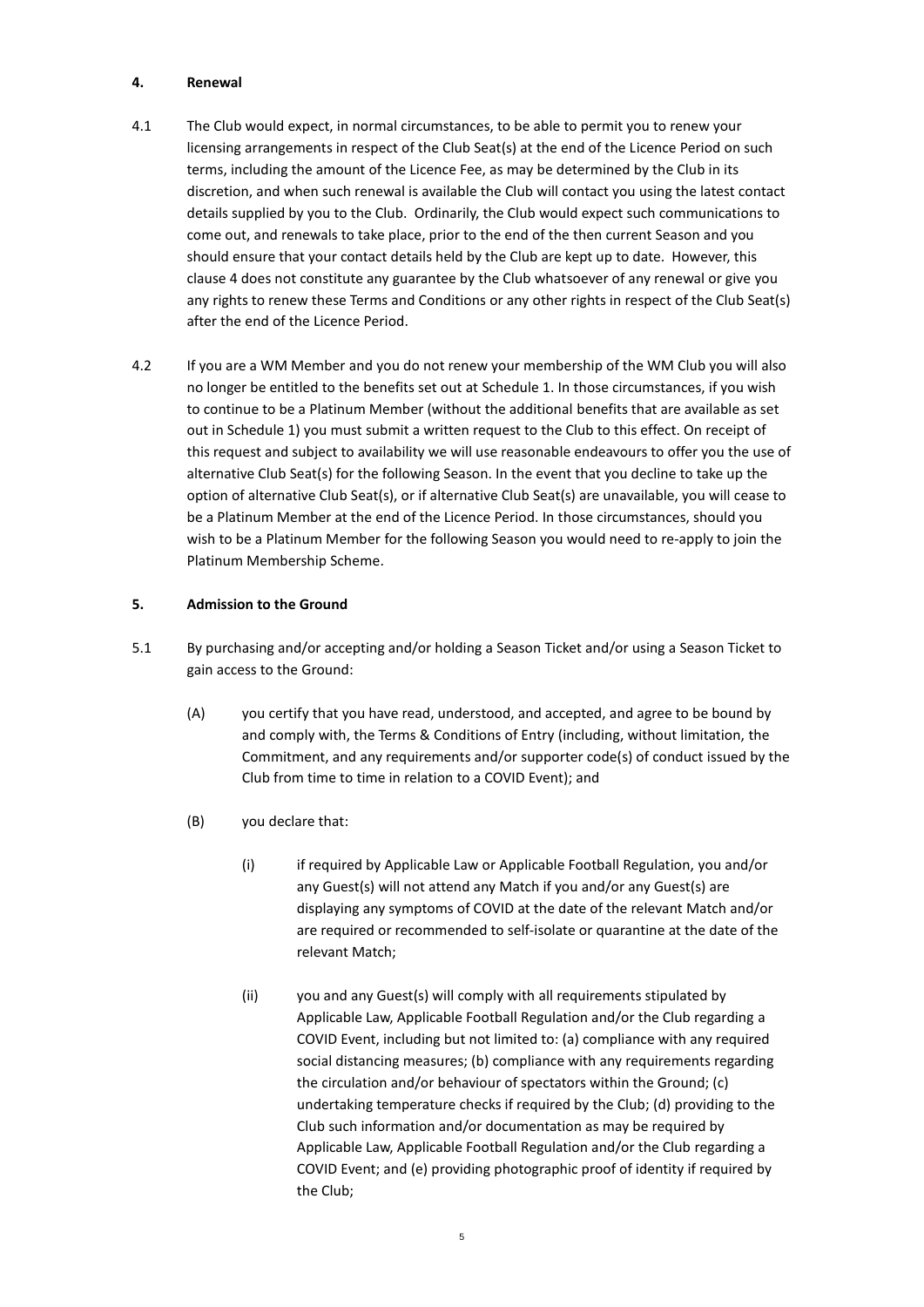**4. Renewal**

4.1 The Club would expect, in normal circumstances, to be able to permit you to renew your licensing arrangements in respect of the Club Seat(s) at the end of the Licence Period on such terms, including the amount of the Licence Fee, as may be determined by the Club in its discretion, and when such renewal is available the Club will contact you using the latest contact details supplied by you to the Club. Ordinarily, the Club would expect such communications to come out, and renewals to take place, prior to the end of the then current Season and you should ensure that your contact details held by the Club are kept up to date. However, this clause 4 does not constitute any guarantee by the Club whatsoever of any renewal or give you any rights to renew these Terms and Conditions or any other rights in respect of the Club Seat(s) after the end of the Licence Period.

4.2 If you are a WM Member and you do not renew your membership of the WM Club you will also no longer be entitled to the benefits set out at Schedule 1. In those circumstances, if you wish to continue to be a Platinum Member (without the additional benefits that are available as set out in Schedule 1) you must submit a written request to the Club to this effect. On receipt of this request and subject to availability we will use reasonable endeavours to offer you the use of alternative Club Seat(s) for the following Season. In the event that you decline to take up the option of alternative Club Seat(s), or if alternative Club Seat(s) are unavailable, you will cease to be a Platinum Member at the end of the Licence Period. In those circumstances, should you wish to be a Platinum Member for the following Season you would need to re-apply to join the Platinum Membership Scheme.

**5. Admission to the Ground**

5.1 By purchasing and/or accepting and/or holding a Season Ticket and/or using a Season Ticket to gain access to the Ground:

(A) you certify that you have read, understood, and accepted, and agree to be bound by and comply with, the Terms & Conditions of Entry (including, without limitation, the Commitment, and any requirements and/or supporter code(s) of conduct issued by the Club from time to time in relation to a COVID Event); and

(B) you declare that:

(i) if required by Applicable Law or Applicable Football Regulation, you and/or any Guest(s) will not attend any Match if you and/or any Guest(s) are displaying any symptoms of COVID at the date of the relevant Match and/or are required or recommended to self-isolate or quarantine at the date of the relevant Match;

(ii) you and any Guest(s) will comply with all requirements stipulated by Applicable Law, Applicable Football Regulation and/or the Club regarding a COVID Event, including but not limited to: (a) compliance with any required social distancing measures; (b) compliance with any requirements regarding the circulation and/or behaviour of spectators within the Ground; (c) undertaking temperature checks if required by the Club; (d) providing to the Club such information and/or documentation as may be required by Applicable Law, Applicable Football Regulation and/or the Club regarding a COVID Event; and (e) providing photographic proof of identity if required by the Club;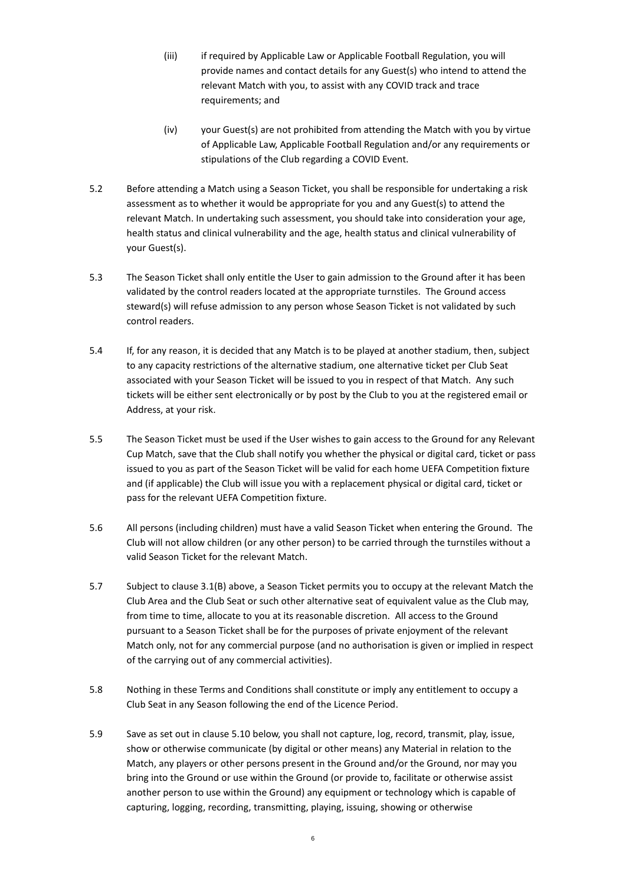(iii) if required by Applicable Law or Applicable Football Regulation, you will provide names and contact details for any Guest(s) who intend to attend the relevant Match with you, to assist with any COVID track and trace requirements; and

(iv) your Guest(s) are not prohibited from attending the Match with you by virtue of Applicable Law, Applicable Football Regulation and/or any requirements or stipulations of the Club regarding a COVID Event.

5.2 Before attending a Match using a Season Ticket, you shall be responsible for undertaking a risk assessment as to whether it would be appropriate for you and any Guest(s) to attend the relevant Match. In undertaking such assessment, you should take into consideration your age, health status and clinical vulnerability and the age, health status and clinical vulnerability of your Guest(s).

5.3 The Season Ticket shall only entitle the User to gain admission to the Ground after it has been validated by the control readers located at the appropriate turnstiles. The Ground access steward(s) will refuse admission to any person whose Season Ticket is not validated by such control readers.

5.4 If, for any reason, it is decided that any Match is to be played at another stadium, then, subject to any capacity restrictions of the alternative stadium, one alternative ticket per Club Seat associated with your Season Ticket will be issued to you in respect of that Match. Any such tickets will be either sent electronically or by post by the Club to you at the registered email or Address, at your risk.

5.5 The Season Ticket must be used if the User wishes to gain access to the Ground for any Relevant Cup Match, save that the Club shall notify you whether the physical or digital card, ticket or pass issued to you as part of the Season Ticket will be valid for each home UEFA Competition fixture and (if applicable) the Club will issue you with a replacement physical or digital card, ticket or pass for the relevant UEFA Competition fixture.

5.6 All persons (including children) must have a valid Season Ticket when entering the Ground. The Club will not allow children (or any other person) to be carried through the turnstiles without a valid Season Ticket for the relevant Match.

5.7 Subject to clause 3.1(B) above, a Season Ticket permits you to occupy at the relevant Match the Club Area and the Club Seat or such other alternative seat of equivalent value as the Club may, from time to time, allocate to you at its reasonable discretion. All access to the Ground pursuant to a Season Ticket shall be for the purposes of private enjoyment of the relevant Match only, not for any commercial purpose (and no authorisation is given or implied in respect of the carrying out of any commercial activities).

5.8 Nothing in these Terms and Conditions shall constitute or imply any entitlement to occupy a Club Seat in any Season following the end of the Licence Period.

5.9 Save as set out in clause 5.10 below, you shall not capture, log, record, transmit, play, issue, show or otherwise communicate (by digital or other means) any Material in relation to the Match, any players or other persons present in the Ground and/or the Ground, nor may you bring into the Ground or use within the Ground (or provide to, facilitate or otherwise assist another person to use within the Ground) any equipment or technology which is capable of capturing, logging, recording, transmitting, playing, issuing, showing or otherwise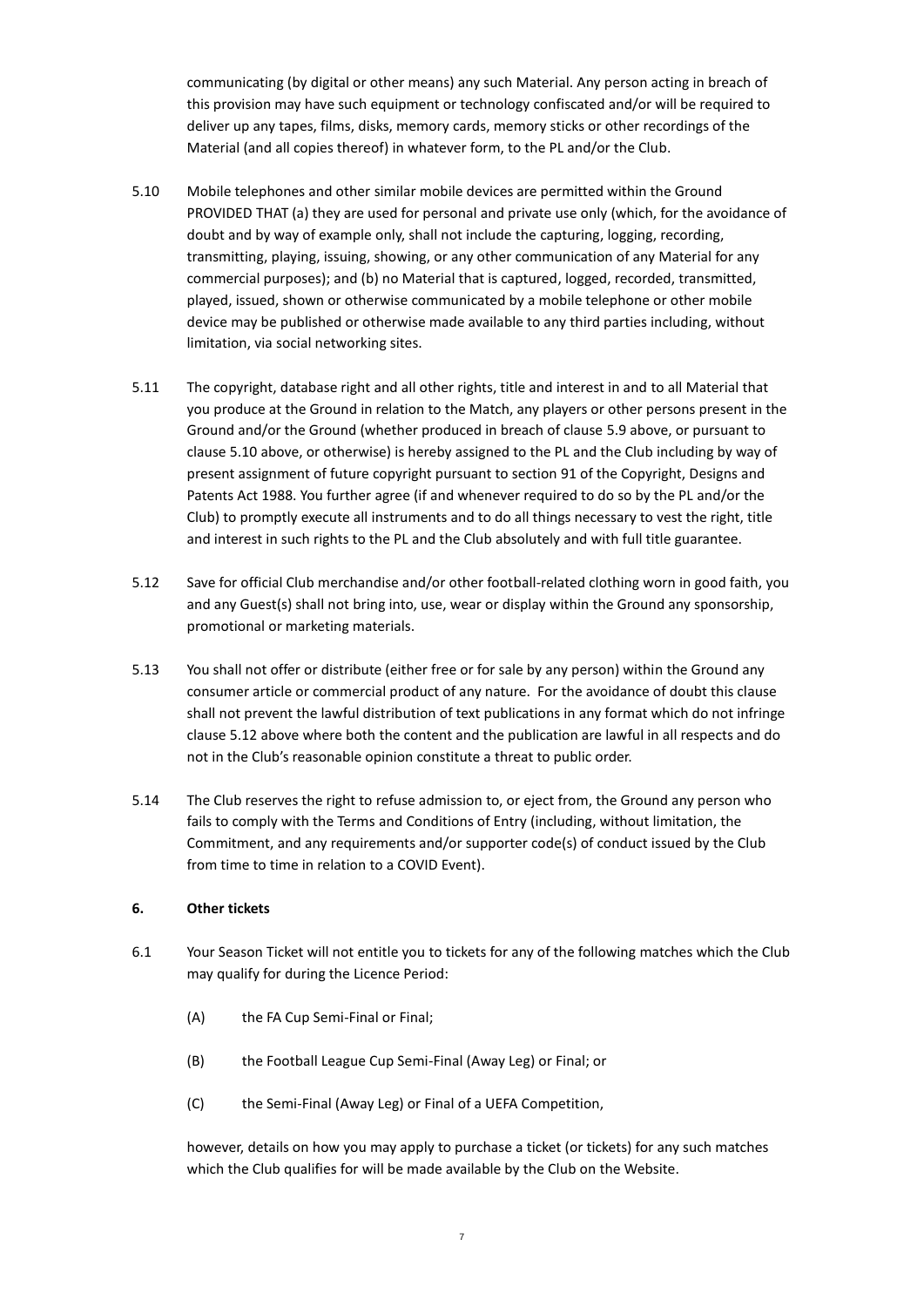communicating (by digital or other means) any such Material. Any person acting in breach of this provision may have such equipment or technology confiscated and/or will be required to deliver up any tapes, films, disks, memory cards, memory sticks or other recordings of the Material (and all copies thereof) in whatever form, to the PL and/or the Club.

5.10 Mobile telephones and other similar mobile devices are permitted within the Ground PROVIDED THAT (a) they are used for personal and private use only (which, for the avoidance of doubt and by way of example only, shall not include the capturing, logging, recording, transmitting, playing, issuing, showing, or any other communication of any Material for any commercial purposes); and (b) no Material that is captured, logged, recorded, transmitted, played, issued, shown or otherwise communicated by a mobile telephone or other mobile device may be published or otherwise made available to any third parties including, without limitation, via social networking sites.

5.11 The copyright, database right and all other rights, title and interest in and to all Material that you produce at the Ground in relation to the Match, any players or other persons present in the Ground and/or the Ground (whether produced in breach of clause 5.9 above, or pursuant to clause 5.10 above, or otherwise) is hereby assigned to the PL and the Club including by way of present assignment of future copyright pursuant to section 91 of the Copyright, Designs and Patents Act 1988. You further agree (if and whenever required to do so by the PL and/or the Club) to promptly execute all instruments and to do all things necessary to vest the right, title and interest in such rights to the PL and the Club absolutely and with full title guarantee.

5.12 Save for official Club merchandise and/or other football-related clothing worn in good faith, you and any Guest(s) shall not bring into, use, wear or display within the Ground any sponsorship, promotional or marketing materials.

5.13 You shall not offer or distribute (either free or for sale by any person) within the Ground any consumer article or commercial product of any nature. For the avoidance of doubt this clause shall not prevent the lawful distribution of text publications in any format which do not infringe clause 5.12 above where both the content and the publication are lawful in all respects and do not in the Club's reasonable opinion constitute a threat to public order.

5.14 The Club reserves the right to refuse admission to, or eject from, the Ground any person who fails to comply with the Terms and Conditions of Entry (including, without limitation, the Commitment, and any requirements and/or supporter code(s) of conduct issued by the Club from time to time in relation to a COVID Event).

**6. Other tickets**

6.1 Your Season Ticket will not entitle you to tickets for any of the following matches which the Club may qualify for during the Licence Period:

(A) the FA Cup Semi-Final or Final;

(B) the Football League Cup Semi-Final (Away Leg) or Final; or

(C) the Semi-Final (Away Leg) or Final of a UEFA Competition,

however, details on how you may apply to purchase a ticket (or tickets) for any such matches which the Club qualifies for will be made available by the Club on the Website.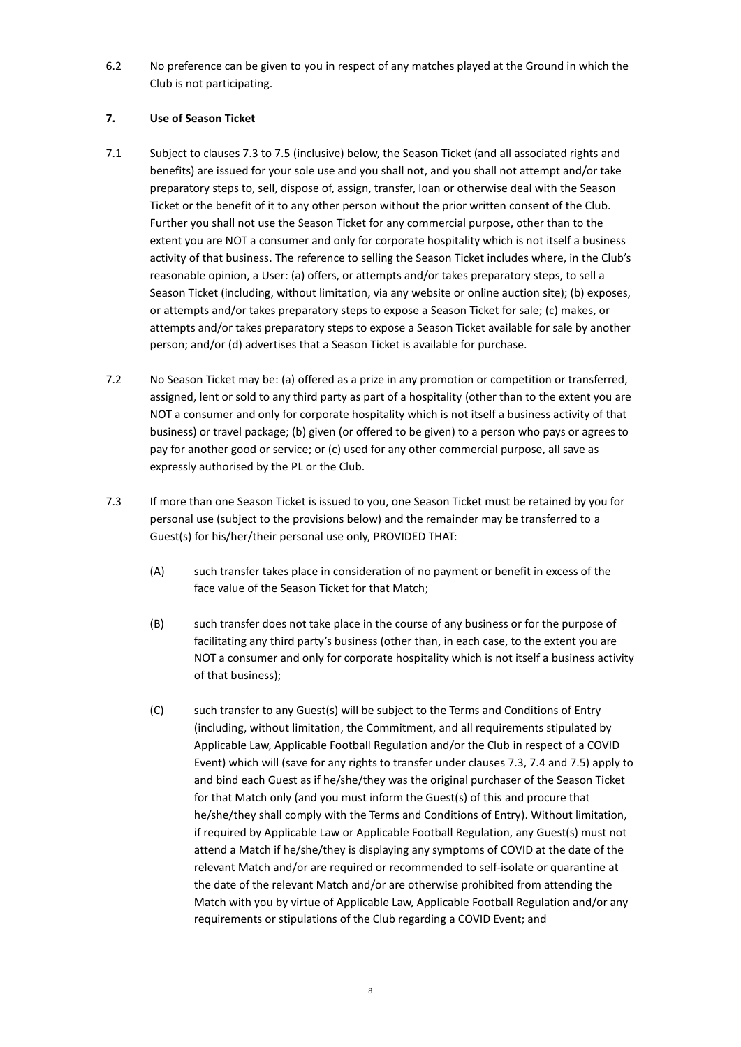6.2 No preference can be given to you in respect of any matches played at the Ground in which the Club is not participating.

## 7. Use of Season Ticket

7.1 Subject to clauses 7.3 to 7.5 (inclusive) below, the Season Ticket (and all associated rights and benefits) are issued for your sole use and you shall not, and you shall not attempt and/or take preparatory steps to, sell, dispose of, assign, transfer, loan or otherwise deal with the Season Ticket or the benefit of it to any other person without the prior written consent of the Club. Further you shall not use the Season Ticket for any commercial purpose, other than to the extent you are NOT a consumer and only for corporate hospitality which is not itself a business activity of that business. The reference to selling the Season Ticket includes where, in the Club's reasonable opinion, a User: (a) offers, or attempts and/or takes preparatory steps, to sell a Season Ticket (including, without limitation, via any website or online auction site); (b) exposes, or attempts and/or takes preparatory steps to expose a Season Ticket for sale; (c) makes, or attempts and/or takes preparatory steps to expose a Season Ticket available for sale by another person; and/or (d) advertises that a Season Ticket is available for purchase.

7.2 No Season Ticket may be: (a) offered as a prize in any promotion or competition or transferred, assigned, lent or sold to any third party as part of a hospitality (other than to the extent you are NOT a consumer and only for corporate hospitality which is not itself a business activity of that business) or travel package; (b) given (or offered to be given) to a person who pays or agrees to pay for another good or service; or (c) used for any other commercial purpose, all save as expressly authorised by the PL or the Club.

7.3 If more than one Season Ticket is issued to you, one Season Ticket must be retained by you for personal use (subject to the provisions below) and the remainder may be transferred to a Guest(s) for his/her/their personal use only, PROVIDED THAT:

(A) such transfer takes place in consideration of no payment or benefit in excess of the face value of the Season Ticket for that Match;

(B) such transfer does not take place in the course of any business or for the purpose of facilitating any third party's business (other than, in each case, to the extent you are NOT a consumer and only for corporate hospitality which is not itself a business activity of that business);

(C) such transfer to any Guest(s) will be subject to the Terms and Conditions of Entry (including, without limitation, the Commitment, and all requirements stipulated by Applicable Law, Applicable Football Regulation and/or the Club in respect of a COVID Event) which will (save for any rights to transfer under clauses 7.3, 7.4 and 7.5) apply to and bind each Guest as if he/she/they was the original purchaser of the Season Ticket for that Match only (and you must inform the Guest(s) of this and procure that he/she/they shall comply with the Terms and Conditions of Entry). Without limitation, if required by Applicable Law or Applicable Football Regulation, any Guest(s) must not attend a Match if he/she/they is displaying any symptoms of COVID at the date of the relevant Match and/or are required or recommended to self-isolate or quarantine at the date of the relevant Match and/or are otherwise prohibited from attending the Match with you by virtue of Applicable Law, Applicable Football Regulation and/or any requirements or stipulations of the Club regarding a COVID Event; and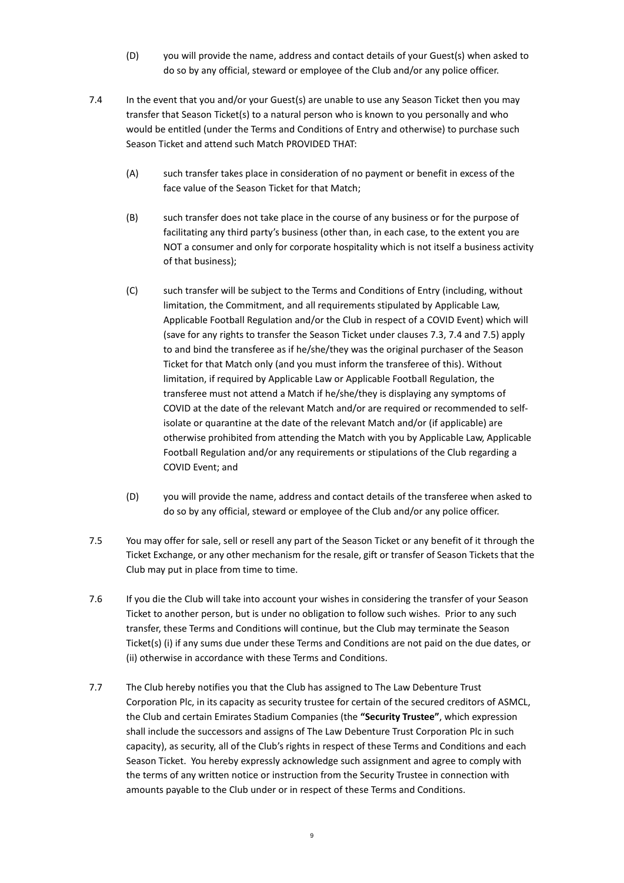(D) you will provide the name, address and contact details of your Guest(s) when asked to do so by any official, steward or employee of the Club and/or any police officer.

7.4 In the event that you and/or your Guest(s) are unable to use any Season Ticket then you may transfer that Season Ticket(s) to a natural person who is known to you personally and who would be entitled (under the Terms and Conditions of Entry and otherwise) to purchase such Season Ticket and attend such Match PROVIDED THAT:

(A) such transfer takes place in consideration of no payment or benefit in excess of the face value of the Season Ticket for that Match;

(B) such transfer does not take place in the course of any business or for the purpose of facilitating any third party's business (other than, in each case, to the extent you are NOT a consumer and only for corporate hospitality which is not itself a business activity of that business);

(C) such transfer will be subject to the Terms and Conditions of Entry (including, without limitation, the Commitment, and all requirements stipulated by Applicable Law, Applicable Football Regulation and/or the Club in respect of a COVID Event) which will (save for any rights to transfer the Season Ticket under clauses 7.3, 7.4 and 7.5) apply to and bind the transferee as if he/she/they was the original purchaser of the Season Ticket for that Match only (and you must inform the transferee of this). Without limitation, if required by Applicable Law or Applicable Football Regulation, the transferee must not attend a Match if he/she/they is displaying any symptoms of COVID at the date of the relevant Match and/or are required or recommended to self-isolate or quarantine at the date of the relevant Match and/or (if applicable) are otherwise prohibited from attending the Match with you by Applicable Law, Applicable Football Regulation and/or any requirements or stipulations of the Club regarding a COVID Event; and

(D) you will provide the name, address and contact details of the transferee when asked to do so by any official, steward or employee of the Club and/or any police officer.

7.5 You may offer for sale, sell or resell any part of the Season Ticket or any benefit of it through the Ticket Exchange, or any other mechanism for the resale, gift or transfer of Season Tickets that the Club may put in place from time to time.

7.6 If you die the Club will take into account your wishes in considering the transfer of your Season Ticket to another person, but is under no obligation to follow such wishes. Prior to any such transfer, these Terms and Conditions will continue, but the Club may terminate the Season Ticket(s) (i) if any sums due under these Terms and Conditions are not paid on the due dates, or (ii) otherwise in accordance with these Terms and Conditions.

7.7 The Club hereby notifies you that the Club has assigned to The Law Debenture Trust Corporation Plc, in its capacity as security trustee for certain of the secured creditors of ASMCL, the Club and certain Emirates Stadium Companies (the **"Security Trustee"**, which expression shall include the successors and assigns of The Law Debenture Trust Corporation Plc in such capacity), as security, all of the Club's rights in respect of these Terms and Conditions and each Season Ticket. You hereby expressly acknowledge such assignment and agree to comply with the terms of any written notice or instruction from the Security Trustee in connection with amounts payable to the Club under or in respect of these Terms and Conditions.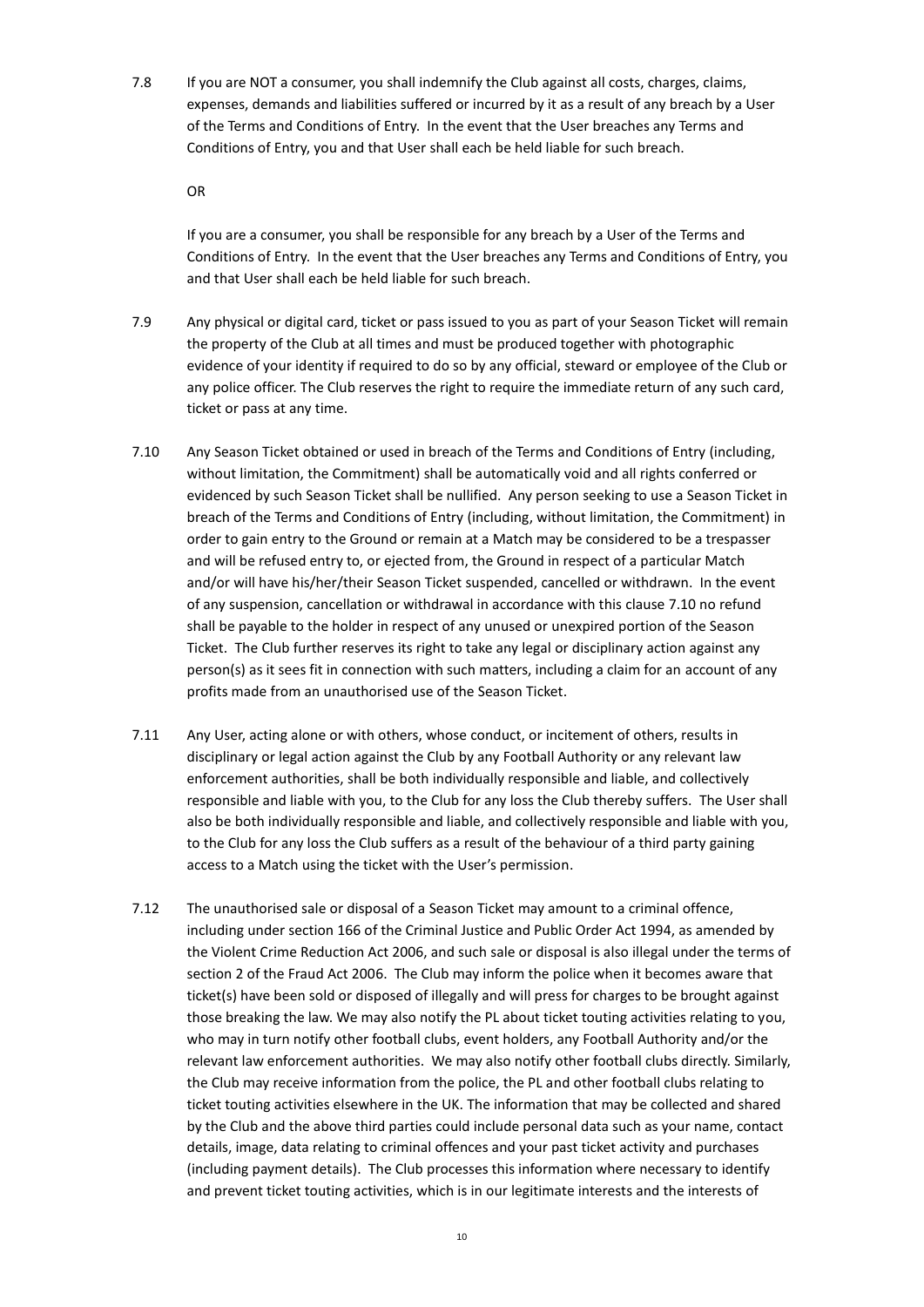7.8 If you are NOT a consumer, you shall indemnify the Club against all costs, charges, claims, expenses, demands and liabilities suffered or incurred by it as a result of any breach by a User of the Terms and Conditions of Entry. In the event that the User breaches any Terms and Conditions of Entry, you and that User shall each be held liable for such breach.

OR

If you are a consumer, you shall be responsible for any breach by a User of the Terms and Conditions of Entry. In the event that the User breaches any Terms and Conditions of Entry, you and that User shall each be held liable for such breach.

7.9 Any physical or digital card, ticket or pass issued to you as part of your Season Ticket will remain the property of the Club at all times and must be produced together with photographic evidence of your identity if required to do so by any official, steward or employee of the Club or any police officer. The Club reserves the right to require the immediate return of any such card, ticket or pass at any time.

7.10 Any Season Ticket obtained or used in breach of the Terms and Conditions of Entry (including, without limitation, the Commitment) shall be automatically void and all rights conferred or evidenced by such Season Ticket shall be nullified. Any person seeking to use a Season Ticket in breach of the Terms and Conditions of Entry (including, without limitation, the Commitment) in order to gain entry to the Ground or remain at a Match may be considered to be a trespasser and will be refused entry to, or ejected from, the Ground in respect of a particular Match and/or will have his/her/their Season Ticket suspended, cancelled or withdrawn. In the event of any suspension, cancellation or withdrawal in accordance with this clause 7.10 no refund shall be payable to the holder in respect of any unused or unexpired portion of the Season Ticket. The Club further reserves its right to take any legal or disciplinary action against any person(s) as it sees fit in connection with such matters, including a claim for an account of any profits made from an unauthorised use of the Season Ticket.

7.11 Any User, acting alone or with others, whose conduct, or incitement of others, results in disciplinary or legal action against the Club by any Football Authority or any relevant law enforcement authorities, shall be both individually responsible and liable, and collectively responsible and liable with you, to the Club for any loss the Club thereby suffers. The User shall also be both individually responsible and liable, and collectively responsible and liable with you, to the Club for any loss the Club suffers as a result of the behaviour of a third party gaining access to a Match using the ticket with the User's permission.

7.12 The unauthorised sale or disposal of a Season Ticket may amount to a criminal offence, including under section 166 of the Criminal Justice and Public Order Act 1994, as amended by the Violent Crime Reduction Act 2006, and such sale or disposal is also illegal under the terms of section 2 of the Fraud Act 2006. The Club may inform the police when it becomes aware that ticket(s) have been sold or disposed of illegally and will press for charges to be brought against those breaking the law. We may also notify the PL about ticket touting activities relating to you, who may in turn notify other football clubs, event holders, any Football Authority and/or the relevant law enforcement authorities. We may also notify other football clubs directly. Similarly, the Club may receive information from the police, the PL and other football clubs relating to ticket touting activities elsewhere in the UK. The information that may be collected and shared by the Club and the above third parties could include personal data such as your name, contact details, image, data relating to criminal offences and your past ticket activity and purchases (including payment details). The Club processes this information where necessary to identify and prevent ticket touting activities, which is in our legitimate interests and the interests of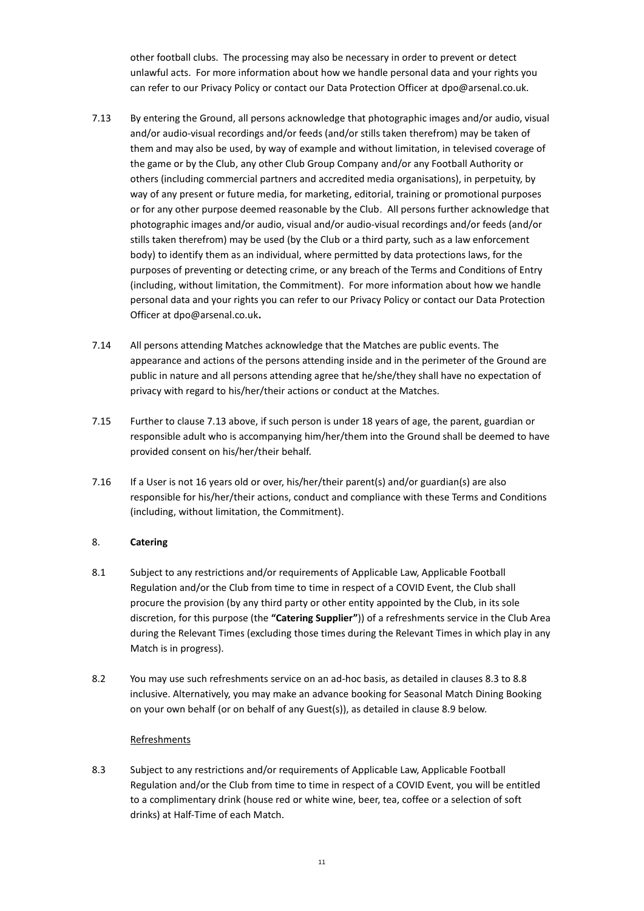other football clubs. The processing may also be necessary in order to prevent or detect unlawful acts. For more information about how we handle personal data and your rights you can refer to our Privacy Policy or contact our Data Protection Officer at dpo@arsenal.co.uk.

7.13 By entering the Ground, all persons acknowledge that photographic images and/or audio, visual and/or audio-visual recordings and/or feeds (and/or stills taken therefrom) may be taken of them and may also be used, by way of example and without limitation, in televised coverage of the game or by the Club, any other Club Group Company and/or any Football Authority or others (including commercial partners and accredited media organisations), in perpetuity, by way of any present or future media, for marketing, editorial, training or promotional purposes or for any other purpose deemed reasonable by the Club. All persons further acknowledge that photographic images and/or audio, visual and/or audio-visual recordings and/or feeds (and/or stills taken therefrom) may be used (by the Club or a third party, such as a law enforcement body) to identify them as an individual, where permitted by data protections laws, for the purposes of preventing or detecting crime, or any breach of the Terms and Conditions of Entry (including, without limitation, the Commitment). For more information about how we handle personal data and your rights you can refer to our Privacy Policy or contact our Data Protection Officer at dpo@arsenal.co.uk**.**

7.14 All persons attending Matches acknowledge that the Matches are public events. The appearance and actions of the persons attending inside and in the perimeter of the Ground are public in nature and all persons attending agree that he/she/they shall have no expectation of privacy with regard to his/her/their actions or conduct at the Matches.

7.15 Further to clause 7.13 above, if such person is under 18 years of age, the parent, guardian or responsible adult who is accompanying him/her/them into the Ground shall be deemed to have provided consent on his/her/their behalf.

7.16 If a User is not 16 years old or over, his/her/their parent(s) and/or guardian(s) are also responsible for his/her/their actions, conduct and compliance with these Terms and Conditions (including, without limitation, the Commitment).

## 8. **Catering**

8.1 Subject to any restrictions and/or requirements of Applicable Law, Applicable Football Regulation and/or the Club from time to time in respect of a COVID Event, the Club shall procure the provision (by any third party or other entity appointed by the Club, in its sole discretion, for this purpose (the **"Catering Supplier"**)) of a refreshments service in the Club Area during the Relevant Times (excluding those times during the Relevant Times in which play in any Match is in progress).

8.2 You may use such refreshments service on an ad-hoc basis, as detailed in clauses 8.3 to 8.8 inclusive. Alternatively, you may make an advance booking for Seasonal Match Dining Booking on your own behalf (or on behalf of any Guest(s)), as detailed in clause 8.9 below.

Refreshments

8.3 Subject to any restrictions and/or requirements of Applicable Law, Applicable Football Regulation and/or the Club from time to time in respect of a COVID Event, you will be entitled to a complimentary drink (house red or white wine, beer, tea, coffee or a selection of soft drinks) at Half-Time of each Match.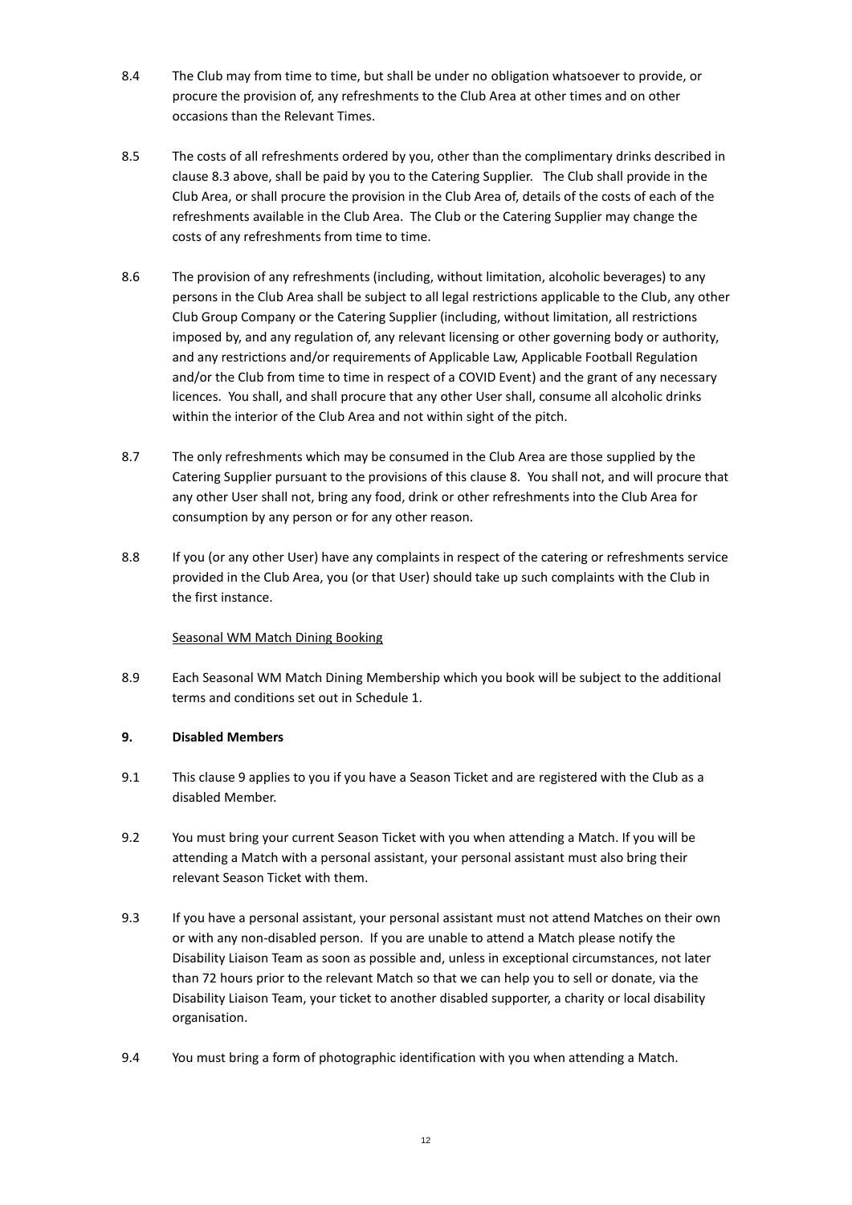8.4 The Club may from time to time, but shall be under no obligation whatsoever to provide, or procure the provision of, any refreshments to the Club Area at other times and on other occasions than the Relevant Times.

8.5 The costs of all refreshments ordered by you, other than the complimentary drinks described in clause 8.3 above, shall be paid by you to the Catering Supplier. The Club shall provide in the Club Area, or shall procure the provision in the Club Area of, details of the costs of each of the refreshments available in the Club Area. The Club or the Catering Supplier may change the costs of any refreshments from time to time.

8.6 The provision of any refreshments (including, without limitation, alcoholic beverages) to any persons in the Club Area shall be subject to all legal restrictions applicable to the Club, any other Club Group Company or the Catering Supplier (including, without limitation, all restrictions imposed by, and any regulation of, any relevant licensing or other governing body or authority, and any restrictions and/or requirements of Applicable Law, Applicable Football Regulation and/or the Club from time to time in respect of a COVID Event) and the grant of any necessary licences. You shall, and shall procure that any other User shall, consume all alcoholic drinks within the interior of the Club Area and not within sight of the pitch.

8.7 The only refreshments which may be consumed in the Club Area are those supplied by the Catering Supplier pursuant to the provisions of this clause 8. You shall not, and will procure that any other User shall not, bring any food, drink or other refreshments into the Club Area for consumption by any person or for any other reason.

8.8 If you (or any other User) have any complaints in respect of the catering or refreshments service provided in the Club Area, you (or that User) should take up such complaints with the Club in the first instance.

Seasonal WM Match Dining Booking

8.9 Each Seasonal WM Match Dining Membership which you book will be subject to the additional terms and conditions set out in Schedule 1.

**9. Disabled Members**

9.1 This clause 9 applies to you if you have a Season Ticket and are registered with the Club as a disabled Member.

9.2 You must bring your current Season Ticket with you when attending a Match. If you will be attending a Match with a personal assistant, your personal assistant must also bring their relevant Season Ticket with them.

9.3 If you have a personal assistant, your personal assistant must not attend Matches on their own or with any non-disabled person. If you are unable to attend a Match please notify the Disability Liaison Team as soon as possible and, unless in exceptional circumstances, not later than 72 hours prior to the relevant Match so that we can help you to sell or donate, via the Disability Liaison Team, your ticket to another disabled supporter, a charity or local disability organisation.

9.4 You must bring a form of photographic identification with you when attending a Match.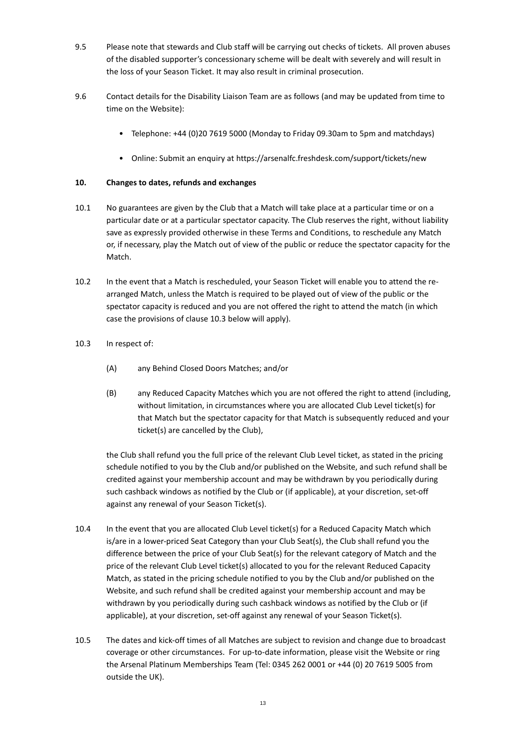9.5 Please note that stewards and Club staff will be carrying out checks of tickets. All proven abuses of the disabled supporter's concessionary scheme will be dealt with severely and will result in the loss of your Season Ticket. It may also result in criminal prosecution.

9.6 Contact details for the Disability Liaison Team are as follows (and may be updated from time to time on the Website):

- Telephone: +44 (0)20 7619 5000 (Monday to Friday 09.30am to 5pm and matchdays)
- Online: Submit an enquiry at https://arsenalfc.freshdesk.com/support/tickets/new

**10. Changes to dates, refunds and exchanges**

10.1 No guarantees are given by the Club that a Match will take place at a particular time or on a particular date or at a particular spectator capacity. The Club reserves the right, without liability save as expressly provided otherwise in these Terms and Conditions, to reschedule any Match or, if necessary, play the Match out of view of the public or reduce the spectator capacity for the Match.

10.2 In the event that a Match is rescheduled, your Season Ticket will enable you to attend the re-arranged Match, unless the Match is required to be played out of view of the public or the spectator capacity is reduced and you are not offered the right to attend the match (in which case the provisions of clause 10.3 below will apply).

10.3 In respect of:

(A) any Behind Closed Doors Matches; and/or

(B) any Reduced Capacity Matches which you are not offered the right to attend (including, without limitation, in circumstances where you are allocated Club Level ticket(s) for that Match but the spectator capacity for that Match is subsequently reduced and your ticket(s) are cancelled by the Club),

the Club shall refund you the full price of the relevant Club Level ticket, as stated in the pricing schedule notified to you by the Club and/or published on the Website, and such refund shall be credited against your membership account and may be withdrawn by you periodically during such cashback windows as notified by the Club or (if applicable), at your discretion, set-off against any renewal of your Season Ticket(s).

10.4 In the event that you are allocated Club Level ticket(s) for a Reduced Capacity Match which is/are in a lower-priced Seat Category than your Club Seat(s), the Club shall refund you the difference between the price of your Club Seat(s) for the relevant category of Match and the price of the relevant Club Level ticket(s) allocated to you for the relevant Reduced Capacity Match, as stated in the pricing schedule notified to you by the Club and/or published on the Website, and such refund shall be credited against your membership account and may be withdrawn by you periodically during such cashback windows as notified by the Club or (if applicable), at your discretion, set-off against any renewal of your Season Ticket(s).

10.5 The dates and kick-off times of all Matches are subject to revision and change due to broadcast coverage or other circumstances. For up-to-date information, please visit the Website or ring the Arsenal Platinum Memberships Team (Tel: 0345 262 0001 or +44 (0) 20 7619 5005 from outside the UK).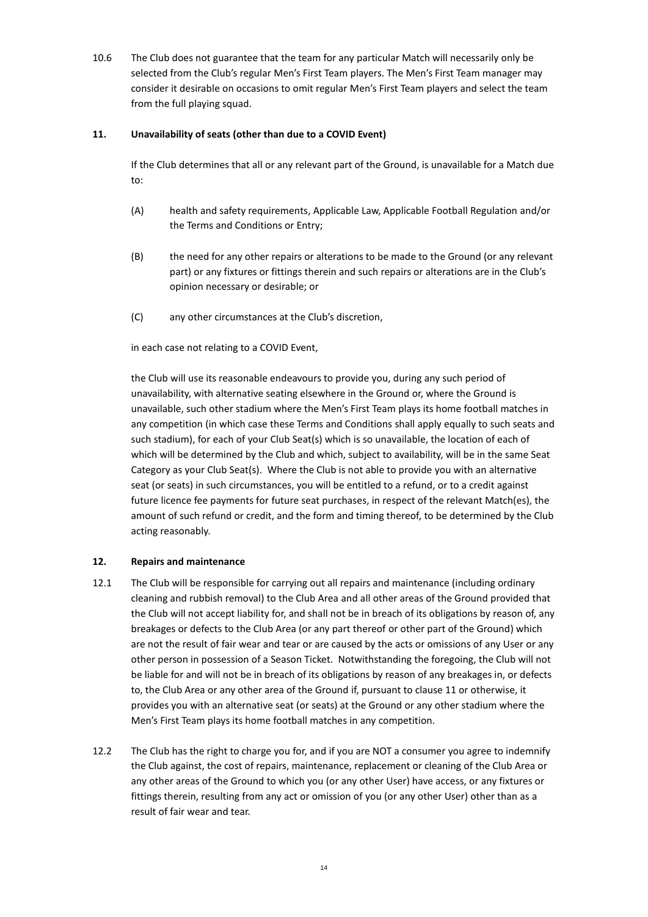10.6 The Club does not guarantee that the team for any particular Match will necessarily only be selected from the Club's regular Men's First Team players. The Men's First Team manager may consider it desirable on occasions to omit regular Men's First Team players and select the team from the full playing squad.

## 11. Unavailability of seats (other than due to a COVID Event)

If the Club determines that all or any relevant part of the Ground, is unavailable for a Match due to:

(A) health and safety requirements, Applicable Law, Applicable Football Regulation and/or the Terms and Conditions or Entry;

(B) the need for any other repairs or alterations to be made to the Ground (or any relevant part) or any fixtures or fittings therein and such repairs or alterations are in the Club's opinion necessary or desirable; or

(C) any other circumstances at the Club's discretion,

in each case not relating to a COVID Event,

the Club will use its reasonable endeavours to provide you, during any such period of unavailability, with alternative seating elsewhere in the Ground or, where the Ground is unavailable, such other stadium where the Men's First Team plays its home football matches in any competition (in which case these Terms and Conditions shall apply equally to such seats and such stadium), for each of your Club Seat(s) which is so unavailable, the location of each of which will be determined by the Club and which, subject to availability, will be in the same Seat Category as your Club Seat(s). Where the Club is not able to provide you with an alternative seat (or seats) in such circumstances, you will be entitled to a refund, or to a credit against future licence fee payments for future seat purchases, in respect of the relevant Match(es), the amount of such refund or credit, and the form and timing thereof, to be determined by the Club acting reasonably.

## 12. Repairs and maintenance

12.1 The Club will be responsible for carrying out all repairs and maintenance (including ordinary cleaning and rubbish removal) to the Club Area and all other areas of the Ground provided that the Club will not accept liability for, and shall not be in breach of its obligations by reason of, any breakages or defects to the Club Area (or any part thereof or other part of the Ground) which are not the result of fair wear and tear or are caused by the acts or omissions of any User or any other person in possession of a Season Ticket. Notwithstanding the foregoing, the Club will not be liable for and will not be in breach of its obligations by reason of any breakages in, or defects to, the Club Area or any other area of the Ground if, pursuant to clause 11 or otherwise, it provides you with an alternative seat (or seats) at the Ground or any other stadium where the Men's First Team plays its home football matches in any competition.

12.2 The Club has the right to charge you for, and if you are NOT a consumer you agree to indemnify the Club against, the cost of repairs, maintenance, replacement or cleaning of the Club Area or any other areas of the Ground to which you (or any other User) have access, or any fixtures or fittings therein, resulting from any act or omission of you (or any other User) other than as a result of fair wear and tear.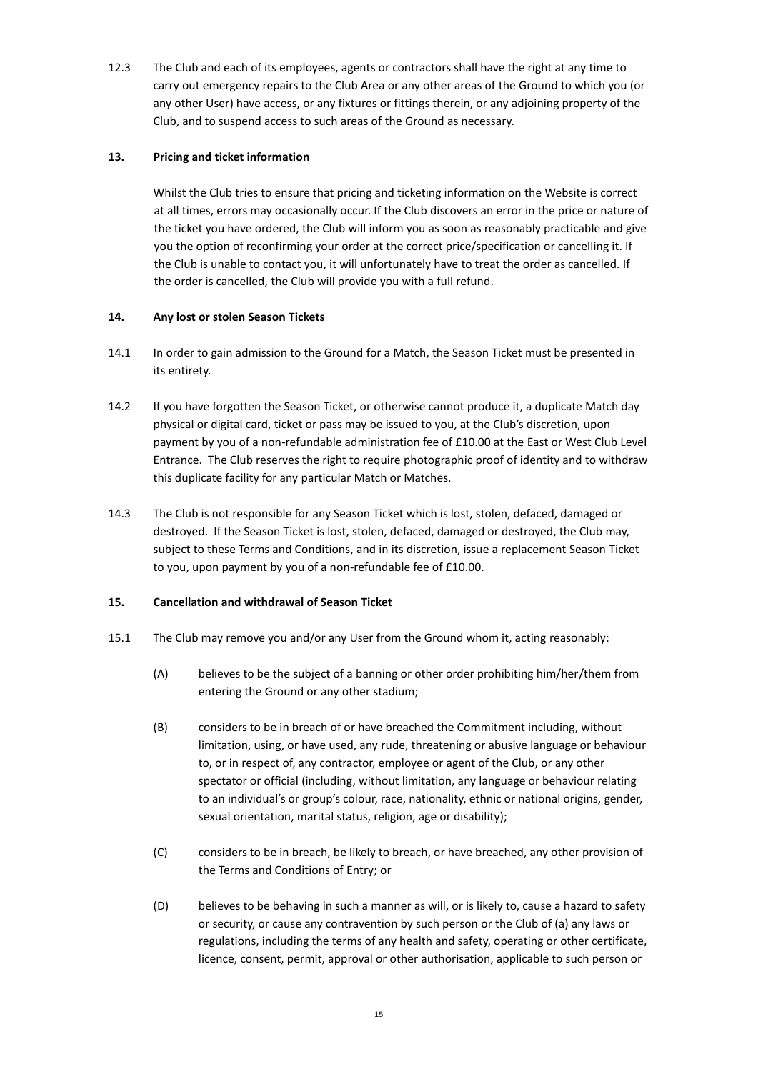12.3 The Club and each of its employees, agents or contractors shall have the right at any time to carry out emergency repairs to the Club Area or any other areas of the Ground to which you (or any other User) have access, or any fixtures or fittings therein, or any adjoining property of the Club, and to suspend access to such areas of the Ground as necessary.

## 13. Pricing and ticket information

Whilst the Club tries to ensure that pricing and ticketing information on the Website is correct at all times, errors may occasionally occur. If the Club discovers an error in the price or nature of the ticket you have ordered, the Club will inform you as soon as reasonably practicable and give you the option of reconfirming your order at the correct price/specification or cancelling it. If the Club is unable to contact you, it will unfortunately have to treat the order as cancelled. If the order is cancelled, the Club will provide you with a full refund.

## 14. Any lost or stolen Season Tickets

14.1 In order to gain admission to the Ground for a Match, the Season Ticket must be presented in its entirety.

14.2 If you have forgotten the Season Ticket, or otherwise cannot produce it, a duplicate Match day physical or digital card, ticket or pass may be issued to you, at the Club's discretion, upon payment by you of a non-refundable administration fee of £10.00 at the East or West Club Level Entrance. The Club reserves the right to require photographic proof of identity and to withdraw this duplicate facility for any particular Match or Matches.

14.3 The Club is not responsible for any Season Ticket which is lost, stolen, defaced, damaged or destroyed. If the Season Ticket is lost, stolen, defaced, damaged or destroyed, the Club may, subject to these Terms and Conditions, and in its discretion, issue a replacement Season Ticket to you, upon payment by you of a non-refundable fee of £10.00.

## 15. Cancellation and withdrawal of Season Ticket

15.1 The Club may remove you and/or any User from the Ground whom it, acting reasonably:

(A) believes to be the subject of a banning or other order prohibiting him/her/them from entering the Ground or any other stadium;

(B) considers to be in breach of or have breached the Commitment including, without limitation, using, or have used, any rude, threatening or abusive language or behaviour to, or in respect of, any contractor, employee or agent of the Club, or any other spectator or official (including, without limitation, any language or behaviour relating to an individual's or group's colour, race, nationality, ethnic or national origins, gender, sexual orientation, marital status, religion, age or disability);

(C) considers to be in breach, be likely to breach, or have breached, any other provision of the Terms and Conditions of Entry; or

(D) believes to be behaving in such a manner as will, or is likely to, cause a hazard to safety or security, or cause any contravention by such person or the Club of (a) any laws or regulations, including the terms of any health and safety, operating or other certificate, licence, consent, permit, approval or other authorisation, applicable to such person or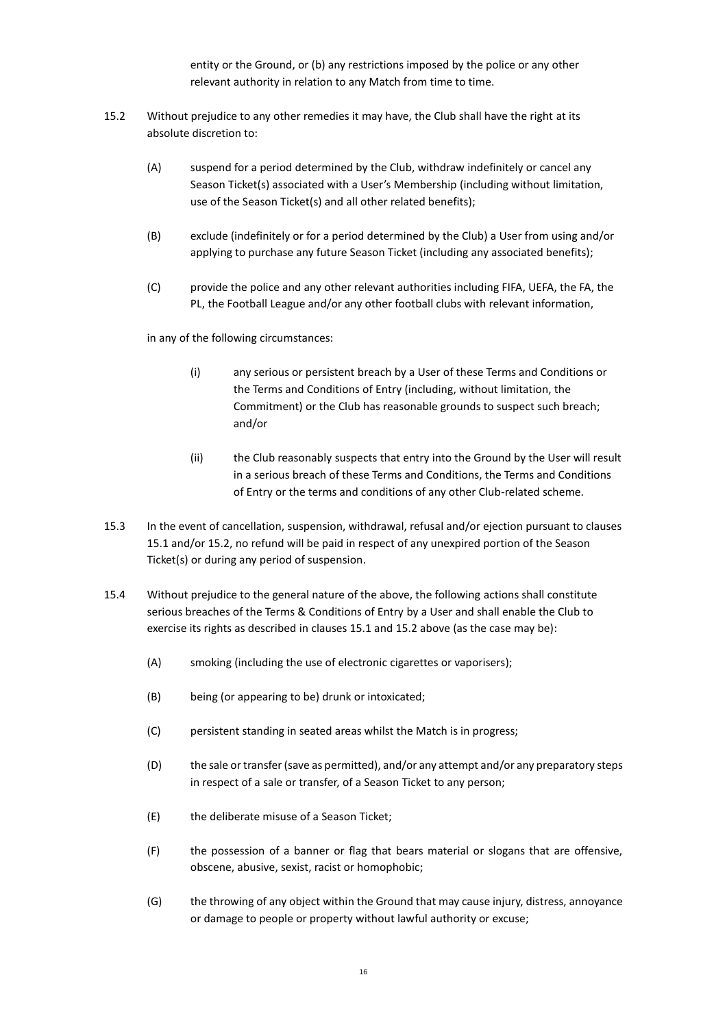entity or the Ground, or (b) any restrictions imposed by the police or any other relevant authority in relation to any Match from time to time.

15.2 Without prejudice to any other remedies it may have, the Club shall have the right at its absolute discretion to:

(A) suspend for a period determined by the Club, withdraw indefinitely or cancel any Season Ticket(s) associated with a User's Membership (including without limitation, use of the Season Ticket(s) and all other related benefits);

(B) exclude (indefinitely or for a period determined by the Club) a User from using and/or applying to purchase any future Season Ticket (including any associated benefits);

(C) provide the police and any other relevant authorities including FIFA, UEFA, the FA, the PL, the Football League and/or any other football clubs with relevant information,

in any of the following circumstances:

(i) any serious or persistent breach by a User of these Terms and Conditions or the Terms and Conditions of Entry (including, without limitation, the Commitment) or the Club has reasonable grounds to suspect such breach; and/or

(ii) the Club reasonably suspects that entry into the Ground by the User will result in a serious breach of these Terms and Conditions, the Terms and Conditions of Entry or the terms and conditions of any other Club-related scheme.

15.3 In the event of cancellation, suspension, withdrawal, refusal and/or ejection pursuant to clauses 15.1 and/or 15.2, no refund will be paid in respect of any unexpired portion of the Season Ticket(s) or during any period of suspension.

15.4 Without prejudice to the general nature of the above, the following actions shall constitute serious breaches of the Terms & Conditions of Entry by a User and shall enable the Club to exercise its rights as described in clauses 15.1 and 15.2 above (as the case may be):

(A) smoking (including the use of electronic cigarettes or vaporisers);

(B) being (or appearing to be) drunk or intoxicated;

(C) persistent standing in seated areas whilst the Match is in progress;

(D) the sale or transfer (save as permitted), and/or any attempt and/or any preparatory steps in respect of a sale or transfer, of a Season Ticket to any person;

(E) the deliberate misuse of a Season Ticket;

(F) the possession of a banner or flag that bears material or slogans that are offensive, obscene, abusive, sexist, racist or homophobic;

(G) the throwing of any object within the Ground that may cause injury, distress, annoyance or damage to people or property without lawful authority or excuse;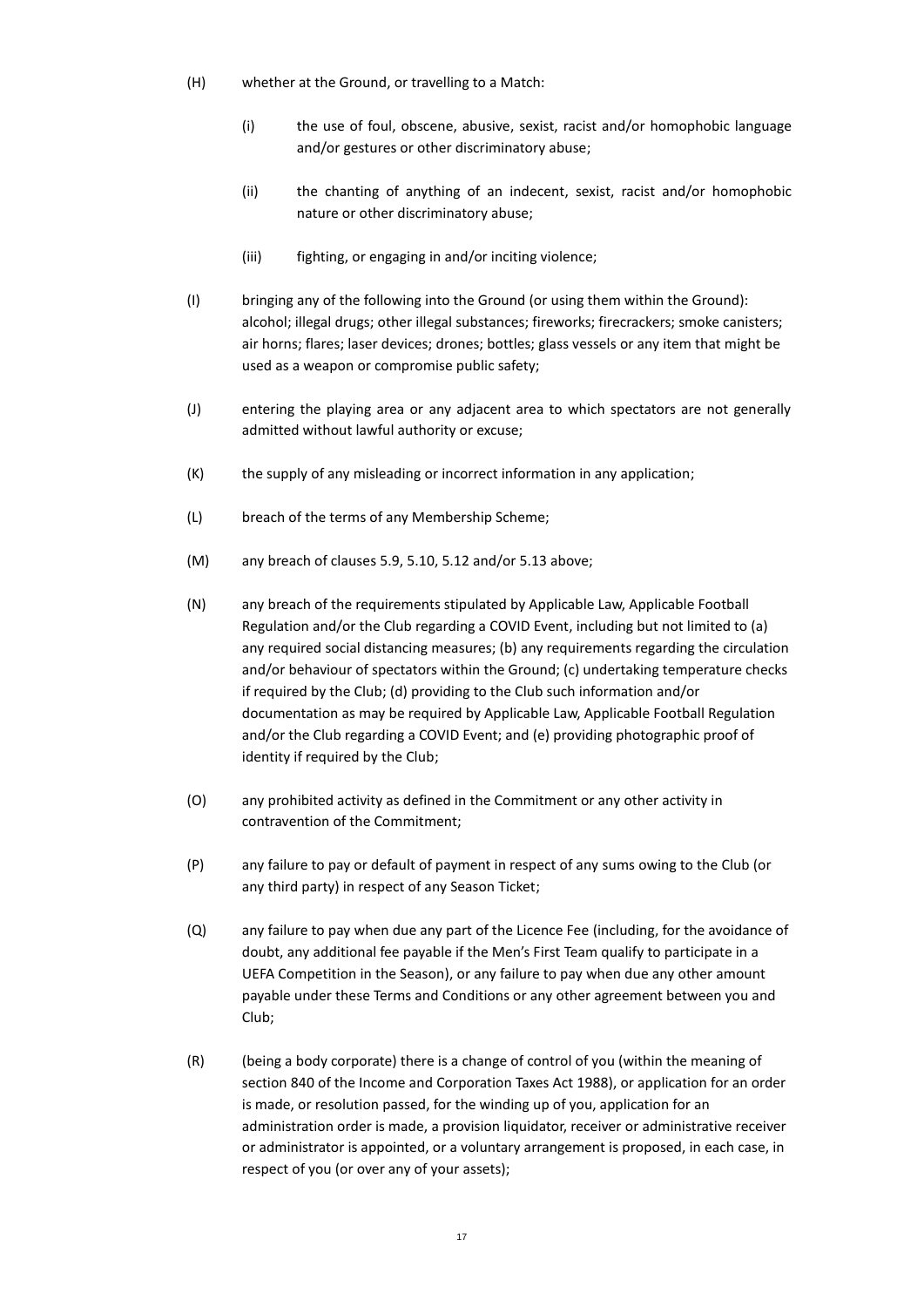(H) whether at the Ground, or travelling to a Match:

  (i) the use of foul, obscene, abusive, sexist, racist and/or homophobic language and/or gestures or other discriminatory abuse;

  (ii) the chanting of anything of an indecent, sexist, racist and/or homophobic nature or other discriminatory abuse;

  (iii) fighting, or engaging in and/or inciting violence;

(I) bringing any of the following into the Ground (or using them within the Ground): alcohol; illegal drugs; other illegal substances; fireworks; firecrackers; smoke canisters; air horns; flares; laser devices; drones; bottles; glass vessels or any item that might be used as a weapon or compromise public safety;

(J) entering the playing area or any adjacent area to which spectators are not generally admitted without lawful authority or excuse;

(K) the supply of any misleading or incorrect information in any application;

(L) breach of the terms of any Membership Scheme;

(M) any breach of clauses 5.9, 5.10, 5.12 and/or 5.13 above;

(N) any breach of the requirements stipulated by Applicable Law, Applicable Football Regulation and/or the Club regarding a COVID Event, including but not limited to (a) any required social distancing measures; (b) any requirements regarding the circulation and/or behaviour of spectators within the Ground; (c) undertaking temperature checks if required by the Club; (d) providing to the Club such information and/or documentation as may be required by Applicable Law, Applicable Football Regulation and/or the Club regarding a COVID Event; and (e) providing photographic proof of identity if required by the Club;

(O) any prohibited activity as defined in the Commitment or any other activity in contravention of the Commitment;

(P) any failure to pay or default of payment in respect of any sums owing to the Club (or any third party) in respect of any Season Ticket;

(Q) any failure to pay when due any part of the Licence Fee (including, for the avoidance of doubt, any additional fee payable if the Men's First Team qualify to participate in a UEFA Competition in the Season), or any failure to pay when due any other amount payable under these Terms and Conditions or any other agreement between you and Club;

(R) (being a body corporate) there is a change of control of you (within the meaning of section 840 of the Income and Corporation Taxes Act 1988), or application for an order is made, or resolution passed, for the winding up of you, application for an administration order is made, a provision liquidator, receiver or administrative receiver or administrator is appointed, or a voluntary arrangement is proposed, in each case, in respect of you (or over any of your assets);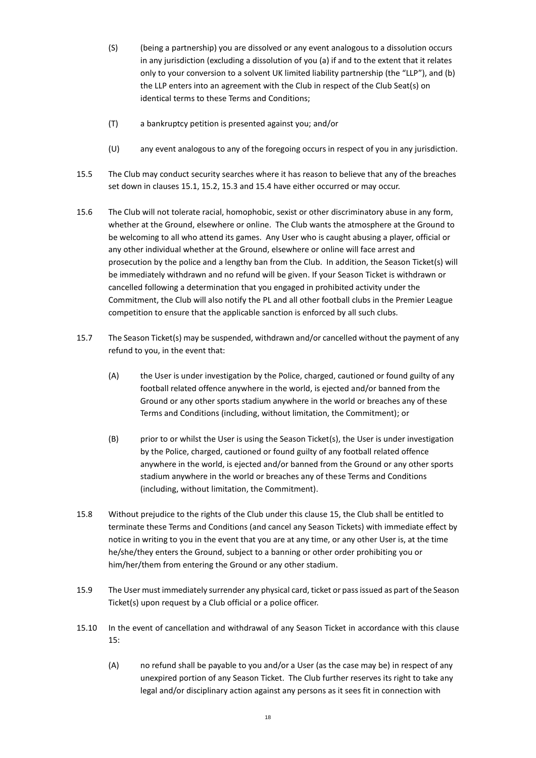(S) (being a partnership) you are dissolved or any event analogous to a dissolution occurs in any jurisdiction (excluding a dissolution of you (a) if and to the extent that it relates only to your conversion to a solvent UK limited liability partnership (the "LLP"), and (b) the LLP enters into an agreement with the Club in respect of the Club Seat(s) on identical terms to these Terms and Conditions;

(T) a bankruptcy petition is presented against you; and/or

(U) any event analogous to any of the foregoing occurs in respect of you in any jurisdiction.

15.5 The Club may conduct security searches where it has reason to believe that any of the breaches set down in clauses 15.1, 15.2, 15.3 and 15.4 have either occurred or may occur.

15.6 The Club will not tolerate racial, homophobic, sexist or other discriminatory abuse in any form, whether at the Ground, elsewhere or online. The Club wants the atmosphere at the Ground to be welcoming to all who attend its games. Any User who is caught abusing a player, official or any other individual whether at the Ground, elsewhere or online will face arrest and prosecution by the police and a lengthy ban from the Club. In addition, the Season Ticket(s) will be immediately withdrawn and no refund will be given. If your Season Ticket is withdrawn or cancelled following a determination that you engaged in prohibited activity under the Commitment, the Club will also notify the PL and all other football clubs in the Premier League competition to ensure that the applicable sanction is enforced by all such clubs.

15.7 The Season Ticket(s) may be suspended, withdrawn and/or cancelled without the payment of any refund to you, in the event that:

(A) the User is under investigation by the Police, charged, cautioned or found guilty of any football related offence anywhere in the world, is ejected and/or banned from the Ground or any other sports stadium anywhere in the world or breaches any of these Terms and Conditions (including, without limitation, the Commitment); or

(B) prior to or whilst the User is using the Season Ticket(s), the User is under investigation by the Police, charged, cautioned or found guilty of any football related offence anywhere in the world, is ejected and/or banned from the Ground or any other sports stadium anywhere in the world or breaches any of these Terms and Conditions (including, without limitation, the Commitment).

15.8 Without prejudice to the rights of the Club under this clause 15, the Club shall be entitled to terminate these Terms and Conditions (and cancel any Season Tickets) with immediate effect by notice in writing to you in the event that you are at any time, or any other User is, at the time he/she/they enters the Ground, subject to a banning or other order prohibiting you or him/her/them from entering the Ground or any other stadium.

15.9 The User must immediately surrender any physical card, ticket or pass issued as part of the Season Ticket(s) upon request by a Club official or a police officer.

15.10 In the event of cancellation and withdrawal of any Season Ticket in accordance with this clause 15:

(A) no refund shall be payable to you and/or a User (as the case may be) in respect of any unexpired portion of any Season Ticket. The Club further reserves its right to take any legal and/or disciplinary action against any persons as it sees fit in connection with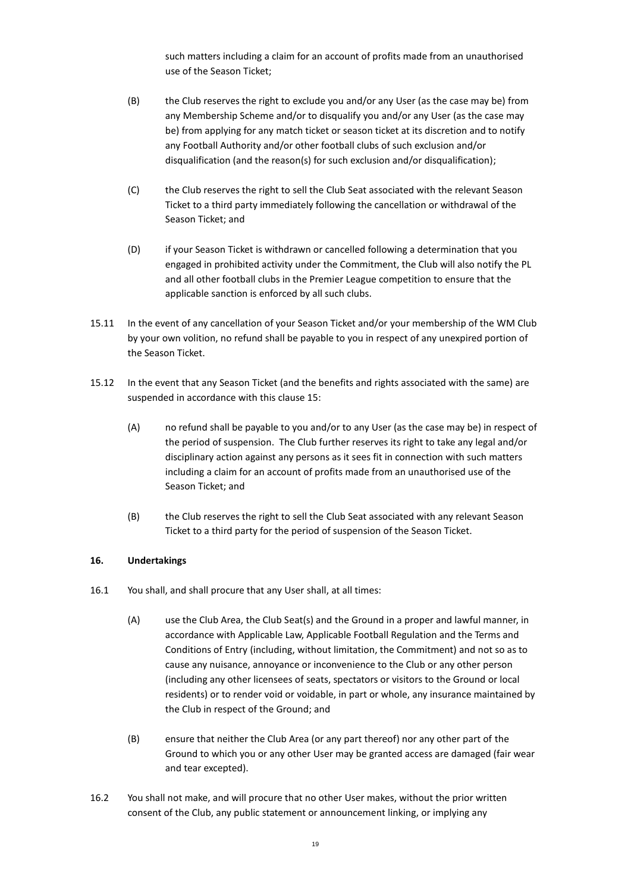such matters including a claim for an account of profits made from an unauthorised use of the Season Ticket;

(B) the Club reserves the right to exclude you and/or any User (as the case may be) from any Membership Scheme and/or to disqualify you and/or any User (as the case may be) from applying for any match ticket or season ticket at its discretion and to notify any Football Authority and/or other football clubs of such exclusion and/or disqualification (and the reason(s) for such exclusion and/or disqualification);

(C) the Club reserves the right to sell the Club Seat associated with the relevant Season Ticket to a third party immediately following the cancellation or withdrawal of the Season Ticket; and

(D) if your Season Ticket is withdrawn or cancelled following a determination that you engaged in prohibited activity under the Commitment, the Club will also notify the PL and all other football clubs in the Premier League competition to ensure that the applicable sanction is enforced by all such clubs.

15.11 In the event of any cancellation of your Season Ticket and/or your membership of the WM Club by your own volition, no refund shall be payable to you in respect of any unexpired portion of the Season Ticket.

15.12 In the event that any Season Ticket (and the benefits and rights associated with the same) are suspended in accordance with this clause 15:

(A) no refund shall be payable to you and/or to any User (as the case may be) in respect of the period of suspension. The Club further reserves its right to take any legal and/or disciplinary action against any persons as it sees fit in connection with such matters including a claim for an account of profits made from an unauthorised use of the Season Ticket; and

(B) the Club reserves the right to sell the Club Seat associated with any relevant Season Ticket to a third party for the period of suspension of the Season Ticket.

**16. Undertakings**

16.1 You shall, and shall procure that any User shall, at all times:

(A) use the Club Area, the Club Seat(s) and the Ground in a proper and lawful manner, in accordance with Applicable Law, Applicable Football Regulation and the Terms and Conditions of Entry (including, without limitation, the Commitment) and not so as to cause any nuisance, annoyance or inconvenience to the Club or any other person (including any other licensees of seats, spectators or visitors to the Ground or local residents) or to render void or voidable, in part or whole, any insurance maintained by the Club in respect of the Ground; and

(B) ensure that neither the Club Area (or any part thereof) nor any other part of the Ground to which you or any other User may be granted access are damaged (fair wear and tear excepted).

16.2 You shall not make, and will procure that no other User makes, without the prior written consent of the Club, any public statement or announcement linking, or implying any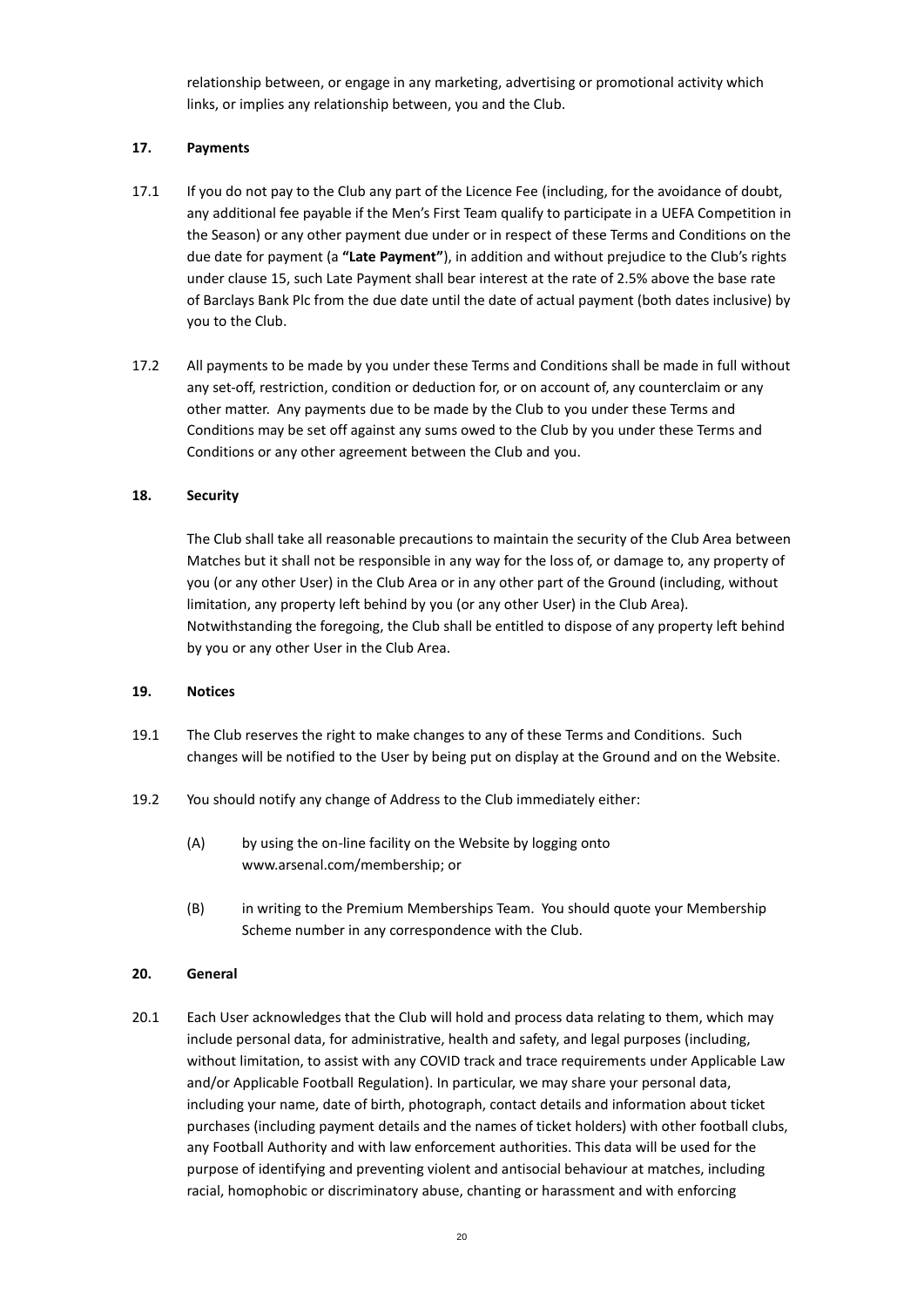relationship between, or engage in any marketing, advertising or promotional activity which links, or implies any relationship between, you and the Club.

**17. Payments**

17.1 If you do not pay to the Club any part of the Licence Fee (including, for the avoidance of doubt, any additional fee payable if the Men's First Team qualify to participate in a UEFA Competition in the Season) or any other payment due under or in respect of these Terms and Conditions on the due date for payment (a **"Late Payment"**), in addition and without prejudice to the Club's rights under clause 15, such Late Payment shall bear interest at the rate of 2.5% above the base rate of Barclays Bank Plc from the due date until the date of actual payment (both dates inclusive) by you to the Club.

17.2 All payments to be made by you under these Terms and Conditions shall be made in full without any set-off, restriction, condition or deduction for, or on account of, any counterclaim or any other matter. Any payments due to be made by the Club to you under these Terms and Conditions may be set off against any sums owed to the Club by you under these Terms and Conditions or any other agreement between the Club and you.

**18. Security**

The Club shall take all reasonable precautions to maintain the security of the Club Area between Matches but it shall not be responsible in any way for the loss of, or damage to, any property of you (or any other User) in the Club Area or in any other part of the Ground (including, without limitation, any property left behind by you (or any other User) in the Club Area). Notwithstanding the foregoing, the Club shall be entitled to dispose of any property left behind by you or any other User in the Club Area.

**19. Notices**

19.1 The Club reserves the right to make changes to any of these Terms and Conditions. Such changes will be notified to the User by being put on display at the Ground and on the Website.

19.2 You should notify any change of Address to the Club immediately either:

(A) by using the on-line facility on the Website by logging onto www.arsenal.com/membership; or

(B) in writing to the Premium Memberships Team. You should quote your Membership Scheme number in any correspondence with the Club.

**20. General**

20.1 Each User acknowledges that the Club will hold and process data relating to them, which may include personal data, for administrative, health and safety, and legal purposes (including, without limitation, to assist with any COVID track and trace requirements under Applicable Law and/or Applicable Football Regulation). In particular, we may share your personal data, including your name, date of birth, photograph, contact details and information about ticket purchases (including payment details and the names of ticket holders) with other football clubs, any Football Authority and with law enforcement authorities. This data will be used for the purpose of identifying and preventing violent and antisocial behaviour at matches, including racial, homophobic or discriminatory abuse, chanting or harassment and with enforcing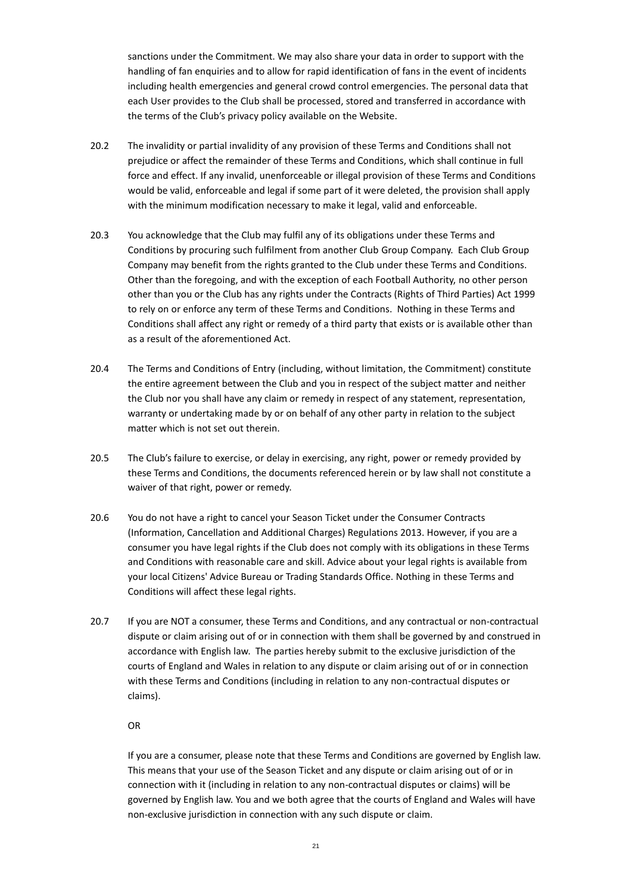sanctions under the Commitment. We may also share your data in order to support with the handling of fan enquiries and to allow for rapid identification of fans in the event of incidents including health emergencies and general crowd control emergencies. The personal data that each User provides to the Club shall be processed, stored and transferred in accordance with the terms of the Club's privacy policy available on the Website.

20.2 The invalidity or partial invalidity of any provision of these Terms and Conditions shall not prejudice or affect the remainder of these Terms and Conditions, which shall continue in full force and effect. If any invalid, unenforceable or illegal provision of these Terms and Conditions would be valid, enforceable and legal if some part of it were deleted, the provision shall apply with the minimum modification necessary to make it legal, valid and enforceable.

20.3 You acknowledge that the Club may fulfil any of its obligations under these Terms and Conditions by procuring such fulfilment from another Club Group Company. Each Club Group Company may benefit from the rights granted to the Club under these Terms and Conditions. Other than the foregoing, and with the exception of each Football Authority, no other person other than you or the Club has any rights under the Contracts (Rights of Third Parties) Act 1999 to rely on or enforce any term of these Terms and Conditions. Nothing in these Terms and Conditions shall affect any right or remedy of a third party that exists or is available other than as a result of the aforementioned Act.

20.4 The Terms and Conditions of Entry (including, without limitation, the Commitment) constitute the entire agreement between the Club and you in respect of the subject matter and neither the Club nor you shall have any claim or remedy in respect of any statement, representation, warranty or undertaking made by or on behalf of any other party in relation to the subject matter which is not set out therein.

20.5 The Club's failure to exercise, or delay in exercising, any right, power or remedy provided by these Terms and Conditions, the documents referenced herein or by law shall not constitute a waiver of that right, power or remedy.

20.6 You do not have a right to cancel your Season Ticket under the Consumer Contracts (Information, Cancellation and Additional Charges) Regulations 2013. However, if you are a consumer you have legal rights if the Club does not comply with its obligations in these Terms and Conditions with reasonable care and skill. Advice about your legal rights is available from your local Citizens' Advice Bureau or Trading Standards Office. Nothing in these Terms and Conditions will affect these legal rights.

20.7 If you are NOT a consumer, these Terms and Conditions, and any contractual or non-contractual dispute or claim arising out of or in connection with them shall be governed by and construed in accordance with English law. The parties hereby submit to the exclusive jurisdiction of the courts of England and Wales in relation to any dispute or claim arising out of or in connection with these Terms and Conditions (including in relation to any non-contractual disputes or claims).

OR

If you are a consumer, please note that these Terms and Conditions are governed by English law. This means that your use of the Season Ticket and any dispute or claim arising out of or in connection with it (including in relation to any non-contractual disputes or claims) will be governed by English law. You and we both agree that the courts of England and Wales will have non-exclusive jurisdiction in connection with any such dispute or claim.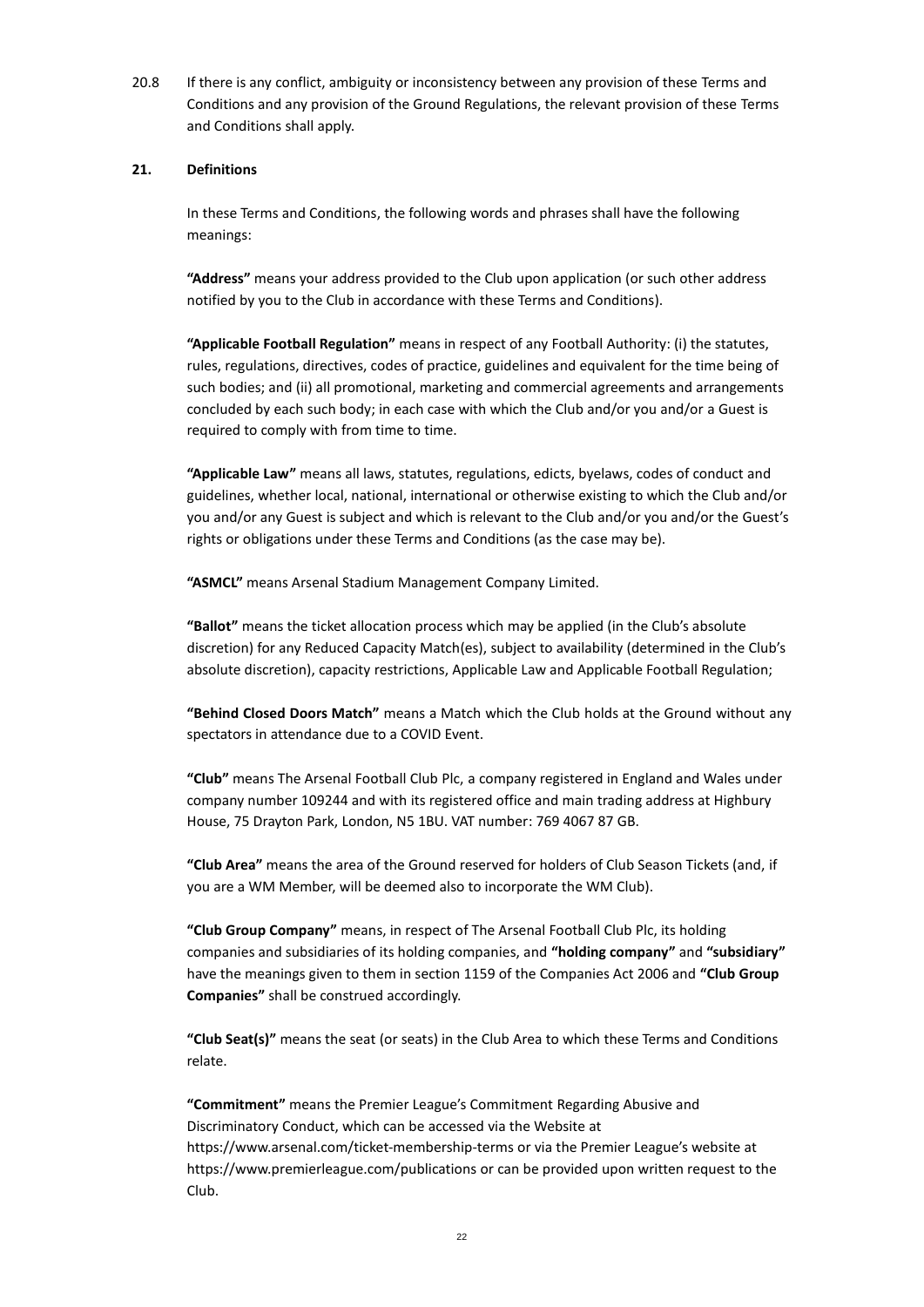20.8 If there is any conflict, ambiguity or inconsistency between any provision of these Terms and Conditions and any provision of the Ground Regulations, the relevant provision of these Terms and Conditions shall apply.

## 21. Definitions

In these Terms and Conditions, the following words and phrases shall have the following meanings:

**"Address"** means your address provided to the Club upon application (or such other address notified by you to the Club in accordance with these Terms and Conditions).

**"Applicable Football Regulation"** means in respect of any Football Authority: (i) the statutes, rules, regulations, directives, codes of practice, guidelines and equivalent for the time being of such bodies; and (ii) all promotional, marketing and commercial agreements and arrangements concluded by each such body; in each case with which the Club and/or you and/or a Guest is required to comply with from time to time.

**"Applicable Law"** means all laws, statutes, regulations, edicts, byelaws, codes of conduct and guidelines, whether local, national, international or otherwise existing to which the Club and/or you and/or any Guest is subject and which is relevant to the Club and/or you and/or the Guest's rights or obligations under these Terms and Conditions (as the case may be).

**"ASMCL"** means Arsenal Stadium Management Company Limited.

**"Ballot"** means the ticket allocation process which may be applied (in the Club's absolute discretion) for any Reduced Capacity Match(es), subject to availability (determined in the Club's absolute discretion), capacity restrictions, Applicable Law and Applicable Football Regulation;

**"Behind Closed Doors Match"** means a Match which the Club holds at the Ground without any spectators in attendance due to a COVID Event.

**"Club"** means The Arsenal Football Club Plc, a company registered in England and Wales under company number 109244 and with its registered office and main trading address at Highbury House, 75 Drayton Park, London, N5 1BU. VAT number: 769 4067 87 GB.

**"Club Area"** means the area of the Ground reserved for holders of Club Season Tickets (and, if you are a WM Member, will be deemed also to incorporate the WM Club).

**"Club Group Company"** means, in respect of The Arsenal Football Club Plc, its holding companies and subsidiaries of its holding companies, and **"holding company"** and **"subsidiary"** have the meanings given to them in section 1159 of the Companies Act 2006 and **"Club Group Companies"** shall be construed accordingly.

**"Club Seat(s)"** means the seat (or seats) in the Club Area to which these Terms and Conditions relate.

**"Commitment"** means the Premier League's Commitment Regarding Abusive and Discriminatory Conduct, which can be accessed via the Website at https://www.arsenal.com/ticket-membership-terms or via the Premier League's website at https://www.premierleague.com/publications or can be provided upon written request to the Club.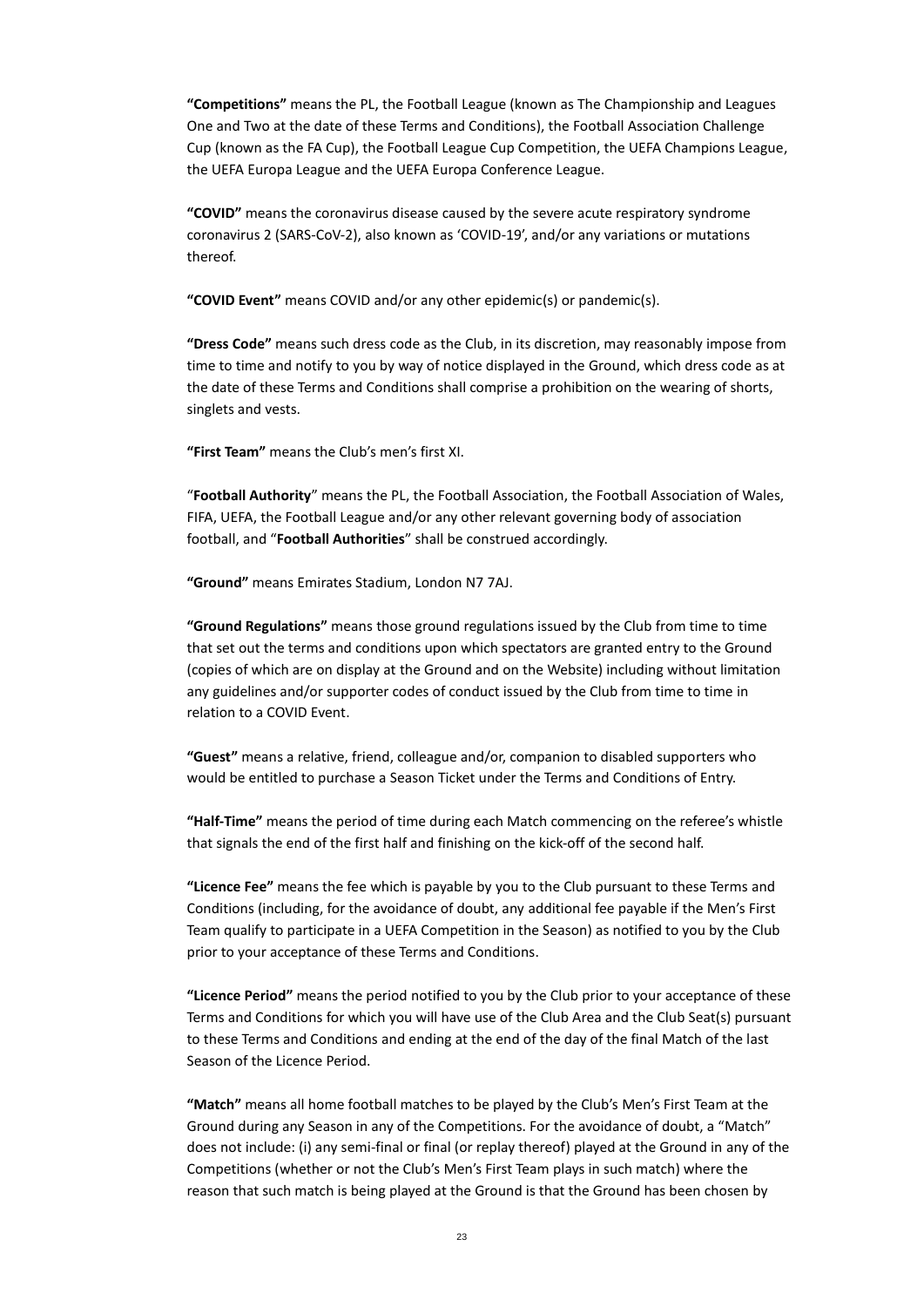**"Competitions"** means the PL, the Football League (known as The Championship and Leagues One and Two at the date of these Terms and Conditions), the Football Association Challenge Cup (known as the FA Cup), the Football League Cup Competition, the UEFA Champions League, the UEFA Europa League and the UEFA Europa Conference League.

**"COVID"** means the coronavirus disease caused by the severe acute respiratory syndrome coronavirus 2 (SARS-CoV-2), also known as 'COVID-19', and/or any variations or mutations thereof.

**"COVID Event"** means COVID and/or any other epidemic(s) or pandemic(s).

**"Dress Code"** means such dress code as the Club, in its discretion, may reasonably impose from time to time and notify to you by way of notice displayed in the Ground, which dress code as at the date of these Terms and Conditions shall comprise a prohibition on the wearing of shorts, singlets and vests.

**"First Team"** means the Club's men's first XI.

"**Football Authority**" means the PL, the Football Association, the Football Association of Wales, FIFA, UEFA, the Football League and/or any other relevant governing body of association football, and "**Football Authorities**" shall be construed accordingly.

**"Ground"** means Emirates Stadium, London N7 7AJ.

**"Ground Regulations"** means those ground regulations issued by the Club from time to time that set out the terms and conditions upon which spectators are granted entry to the Ground (copies of which are on display at the Ground and on the Website) including without limitation any guidelines and/or supporter codes of conduct issued by the Club from time to time in relation to a COVID Event.

**"Guest"** means a relative, friend, colleague and/or, companion to disabled supporters who would be entitled to purchase a Season Ticket under the Terms and Conditions of Entry.

**"Half-Time"** means the period of time during each Match commencing on the referee's whistle that signals the end of the first half and finishing on the kick-off of the second half.

**"Licence Fee"** means the fee which is payable by you to the Club pursuant to these Terms and Conditions (including, for the avoidance of doubt, any additional fee payable if the Men's First Team qualify to participate in a UEFA Competition in the Season) as notified to you by the Club prior to your acceptance of these Terms and Conditions.

**"Licence Period"** means the period notified to you by the Club prior to your acceptance of these Terms and Conditions for which you will have use of the Club Area and the Club Seat(s) pursuant to these Terms and Conditions and ending at the end of the day of the final Match of the last Season of the Licence Period.

**"Match"** means all home football matches to be played by the Club's Men's First Team at the Ground during any Season in any of the Competitions. For the avoidance of doubt, a "Match" does not include: (i) any semi-final or final (or replay thereof) played at the Ground in any of the Competitions (whether or not the Club's Men's First Team plays in such match) where the reason that such match is being played at the Ground is that the Ground has been chosen by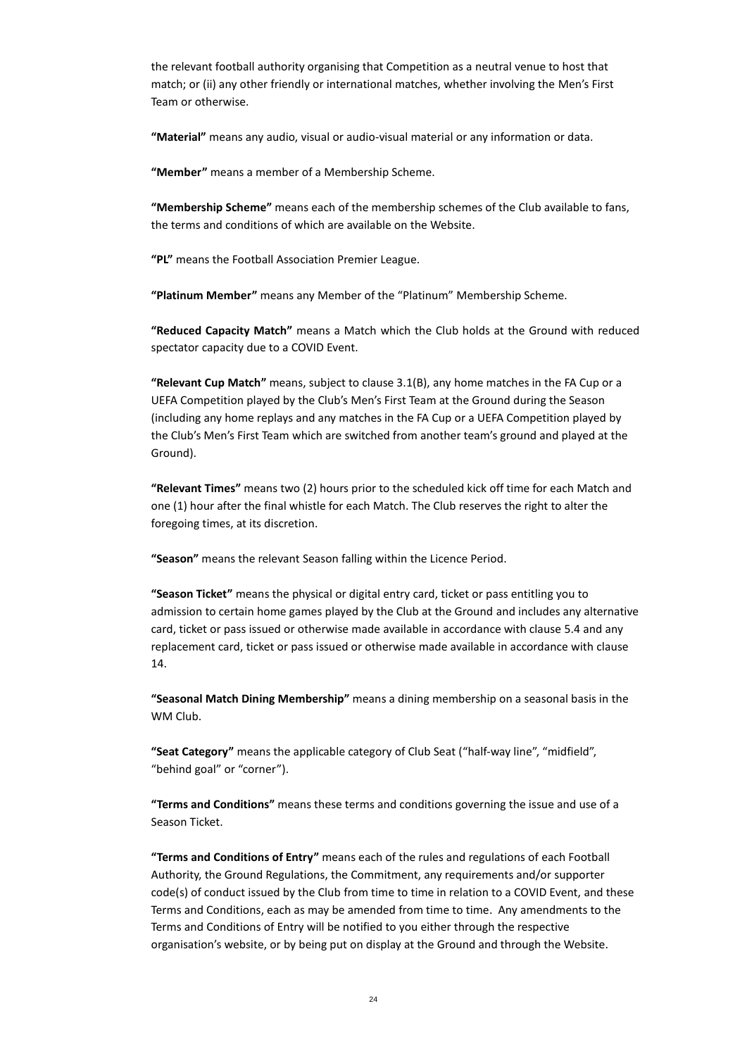the relevant football authority organising that Competition as a neutral venue to host that match; or (ii) any other friendly or international matches, whether involving the Men's First Team or otherwise.

**"Material"** means any audio, visual or audio-visual material or any information or data.

**"Member"** means a member of a Membership Scheme.

**"Membership Scheme"** means each of the membership schemes of the Club available to fans, the terms and conditions of which are available on the Website.

**"PL"** means the Football Association Premier League.

**"Platinum Member"** means any Member of the "Platinum" Membership Scheme.

**"Reduced Capacity Match"** means a Match which the Club holds at the Ground with reduced spectator capacity due to a COVID Event.

**"Relevant Cup Match"** means, subject to clause 3.1(B), any home matches in the FA Cup or a UEFA Competition played by the Club's Men's First Team at the Ground during the Season (including any home replays and any matches in the FA Cup or a UEFA Competition played by the Club's Men's First Team which are switched from another team's ground and played at the Ground).

**"Relevant Times"** means two (2) hours prior to the scheduled kick off time for each Match and one (1) hour after the final whistle for each Match. The Club reserves the right to alter the foregoing times, at its discretion.

**"Season"** means the relevant Season falling within the Licence Period.

**"Season Ticket"** means the physical or digital entry card, ticket or pass entitling you to admission to certain home games played by the Club at the Ground and includes any alternative card, ticket or pass issued or otherwise made available in accordance with clause 5.4 and any replacement card, ticket or pass issued or otherwise made available in accordance with clause 14.

**"Seasonal Match Dining Membership"** means a dining membership on a seasonal basis in the WM Club.

**"Seat Category"** means the applicable category of Club Seat ("half-way line", "midfield", "behind goal" or "corner").

**"Terms and Conditions"** means these terms and conditions governing the issue and use of a Season Ticket.

**"Terms and Conditions of Entry"** means each of the rules and regulations of each Football Authority, the Ground Regulations, the Commitment, any requirements and/or supporter code(s) of conduct issued by the Club from time to time in relation to a COVID Event, and these Terms and Conditions, each as may be amended from time to time. Any amendments to the Terms and Conditions of Entry will be notified to you either through the respective organisation's website, or by being put on display at the Ground and through the Website.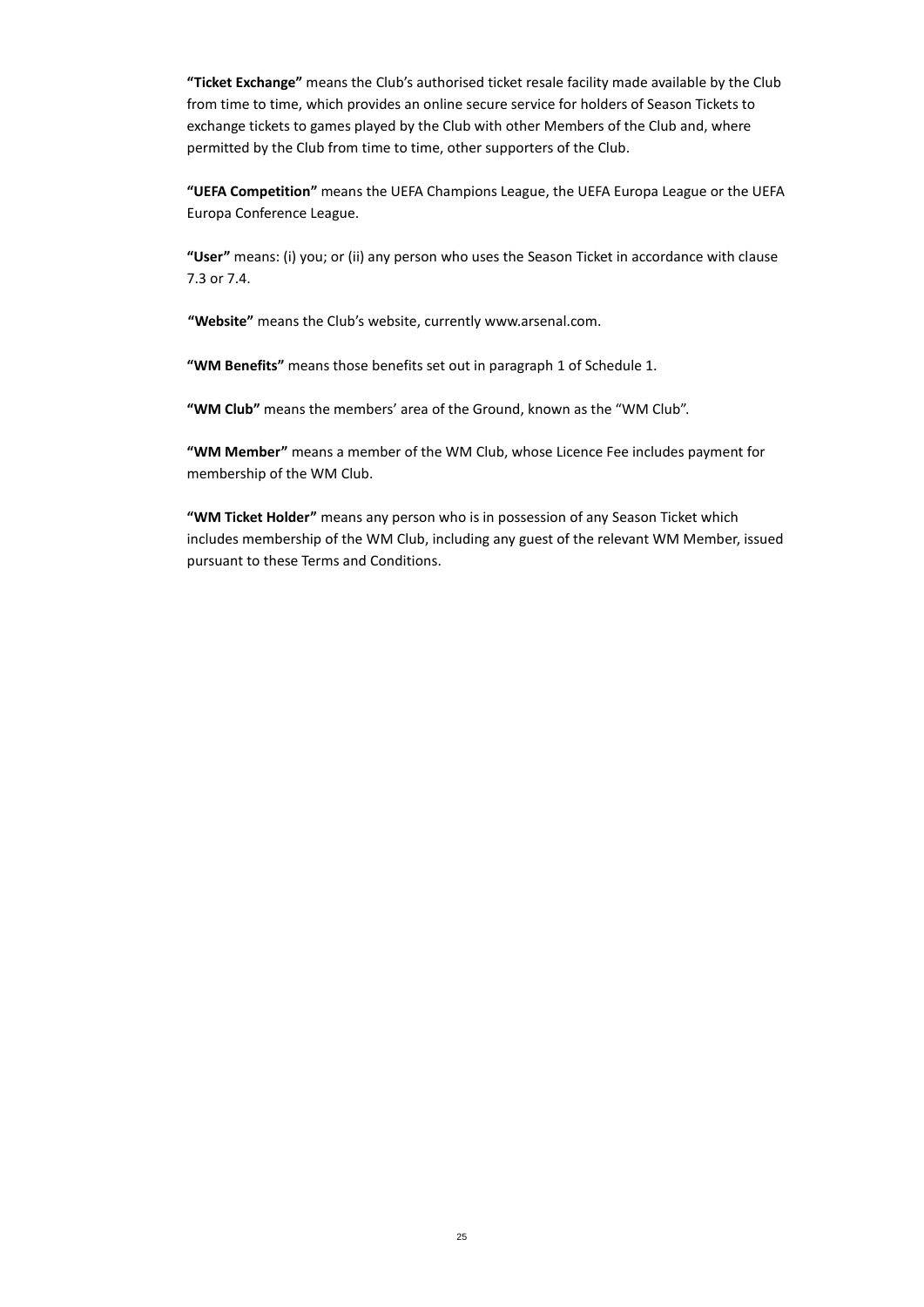**"Ticket Exchange"** means the Club's authorised ticket resale facility made available by the Club from time to time, which provides an online secure service for holders of Season Tickets to exchange tickets to games played by the Club with other Members of the Club and, where permitted by the Club from time to time, other supporters of the Club.

**"UEFA Competition"** means the UEFA Champions League, the UEFA Europa League or the UEFA Europa Conference League.

**"User"** means: (i) you; or (ii) any person who uses the Season Ticket in accordance with clause 7.3 or 7.4.

**"Website"** means the Club's website, currently www.arsenal.com.

**"WM Benefits"** means those benefits set out in paragraph 1 of Schedule 1.

**"WM Club"** means the members' area of the Ground, known as the "WM Club".

**"WM Member"** means a member of the WM Club, whose Licence Fee includes payment for membership of the WM Club.

**"WM Ticket Holder"** means any person who is in possession of any Season Ticket which includes membership of the WM Club, including any guest of the relevant WM Member, issued pursuant to these Terms and Conditions.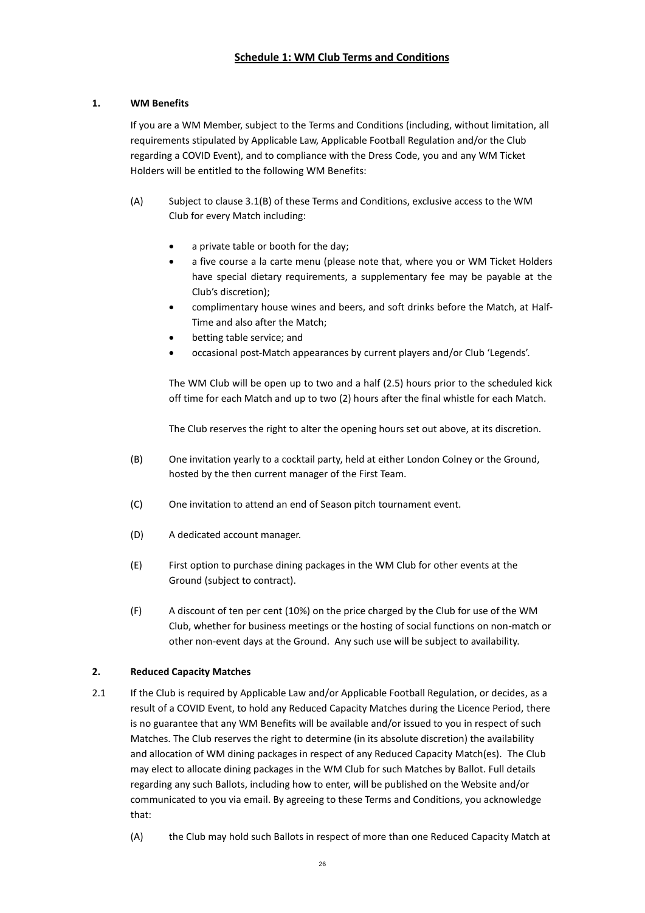## Schedule 1: WM Club Terms and Conditions

**1. WM Benefits**

If you are a WM Member, subject to the Terms and Conditions (including, without limitation, all requirements stipulated by Applicable Law, Applicable Football Regulation and/or the Club regarding a COVID Event), and to compliance with the Dress Code, you and any WM Ticket Holders will be entitled to the following WM Benefits:

(A) Subject to clause 3.1(B) of these Terms and Conditions, exclusive access to the WM Club for every Match including:

- a private table or booth for the day;
- a five course a la carte menu (please note that, where you or WM Ticket Holders have special dietary requirements, a supplementary fee may be payable at the Club's discretion);
- complimentary house wines and beers, and soft drinks before the Match, at Half-Time and also after the Match;
- betting table service; and
- occasional post-Match appearances by current players and/or Club 'Legends'.

The WM Club will be open up to two and a half (2.5) hours prior to the scheduled kick off time for each Match and up to two (2) hours after the final whistle for each Match.

The Club reserves the right to alter the opening hours set out above, at its discretion.

(B) One invitation yearly to a cocktail party, held at either London Colney or the Ground, hosted by the then current manager of the First Team.

(C) One invitation to attend an end of Season pitch tournament event.

(D) A dedicated account manager.

(E) First option to purchase dining packages in the WM Club for other events at the Ground (subject to contract).

(F) A discount of ten per cent (10%) on the price charged by the Club for use of the WM Club, whether for business meetings or the hosting of social functions on non-match or other non-event days at the Ground. Any such use will be subject to availability.

**2. Reduced Capacity Matches**

2.1 If the Club is required by Applicable Law and/or Applicable Football Regulation, or decides, as a result of a COVID Event, to hold any Reduced Capacity Matches during the Licence Period, there is no guarantee that any WM Benefits will be available and/or issued to you in respect of such Matches. The Club reserves the right to determine (in its absolute discretion) the availability and allocation of WM dining packages in respect of any Reduced Capacity Match(es). The Club may elect to allocate dining packages in the WM Club for such Matches by Ballot. Full details regarding any such Ballots, including how to enter, will be published on the Website and/or communicated to you via email. By agreeing to these Terms and Conditions, you acknowledge that:

(A) the Club may hold such Ballots in respect of more than one Reduced Capacity Match at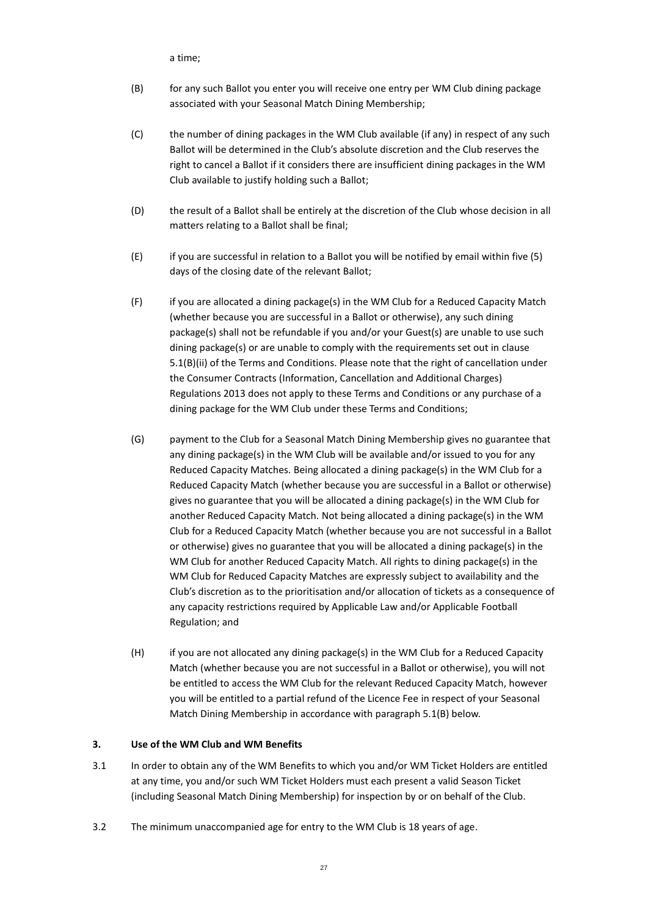a time;

(B) for any such Ballot you enter you will receive one entry per WM Club dining package associated with your Seasonal Match Dining Membership;

(C) the number of dining packages in the WM Club available (if any) in respect of any such Ballot will be determined in the Club's absolute discretion and the Club reserves the right to cancel a Ballot if it considers there are insufficient dining packages in the WM Club available to justify holding such a Ballot;

(D) the result of a Ballot shall be entirely at the discretion of the Club whose decision in all matters relating to a Ballot shall be final;

(E) if you are successful in relation to a Ballot you will be notified by email within five (5) days of the closing date of the relevant Ballot;

(F) if you are allocated a dining package(s) in the WM Club for a Reduced Capacity Match (whether because you are successful in a Ballot or otherwise), any such dining package(s) shall not be refundable if you and/or your Guest(s) are unable to use such dining package(s) or are unable to comply with the requirements set out in clause 5.1(B)(ii) of the Terms and Conditions. Please note that the right of cancellation under the Consumer Contracts (Information, Cancellation and Additional Charges) Regulations 2013 does not apply to these Terms and Conditions or any purchase of a dining package for the WM Club under these Terms and Conditions;

(G) payment to the Club for a Seasonal Match Dining Membership gives no guarantee that any dining package(s) in the WM Club will be available and/or issued to you for any Reduced Capacity Matches. Being allocated a dining package(s) in the WM Club for a Reduced Capacity Match (whether because you are successful in a Ballot or otherwise) gives no guarantee that you will be allocated a dining package(s) in the WM Club for another Reduced Capacity Match. Not being allocated a dining package(s) in the WM Club for a Reduced Capacity Match (whether because you are not successful in a Ballot or otherwise) gives no guarantee that you will be allocated a dining package(s) in the WM Club for another Reduced Capacity Match. All rights to dining package(s) in the WM Club for Reduced Capacity Matches are expressly subject to availability and the Club's discretion as to the prioritisation and/or allocation of tickets as a consequence of any capacity restrictions required by Applicable Law and/or Applicable Football Regulation; and

(H) if you are not allocated any dining package(s) in the WM Club for a Reduced Capacity Match (whether because you are not successful in a Ballot or otherwise), you will not be entitled to access the WM Club for the relevant Reduced Capacity Match, however you will be entitled to a partial refund of the Licence Fee in respect of your Seasonal Match Dining Membership in accordance with paragraph 5.1(B) below.

**3. Use of the WM Club and WM Benefits**

3.1 In order to obtain any of the WM Benefits to which you and/or WM Ticket Holders are entitled at any time, you and/or such WM Ticket Holders must each present a valid Season Ticket (including Seasonal Match Dining Membership) for inspection by or on behalf of the Club.

3.2 The minimum unaccompanied age for entry to the WM Club is 18 years of age.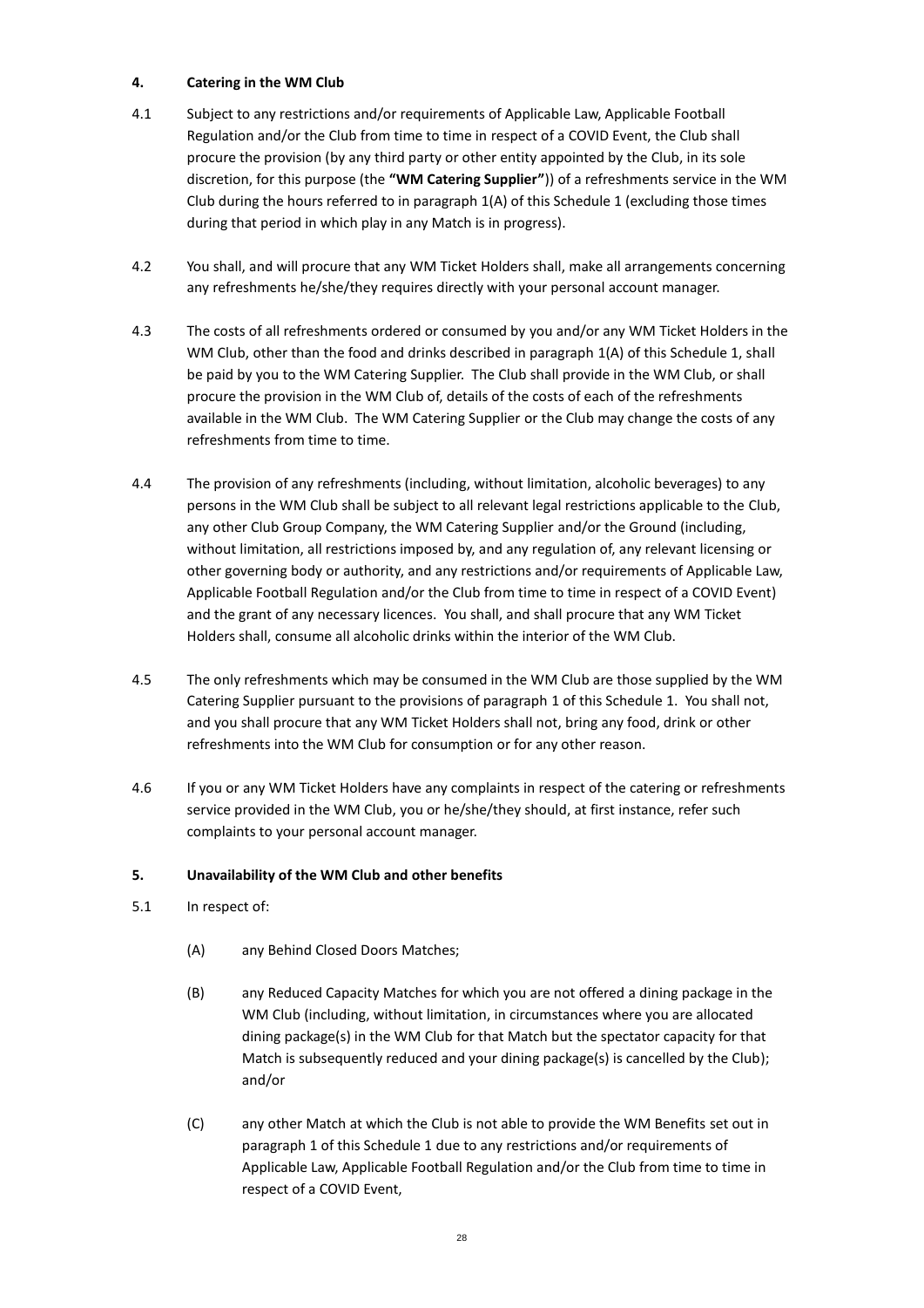**4. Catering in the WM Club**

4.1 Subject to any restrictions and/or requirements of Applicable Law, Applicable Football Regulation and/or the Club from time to time in respect of a COVID Event, the Club shall procure the provision (by any third party or other entity appointed by the Club, in its sole discretion, for this purpose (the **"WM Catering Supplier"**)) of a refreshments service in the WM Club during the hours referred to in paragraph 1(A) of this Schedule 1 (excluding those times during that period in which play in any Match is in progress).

4.2 You shall, and will procure that any WM Ticket Holders shall, make all arrangements concerning any refreshments he/she/they requires directly with your personal account manager.

4.3 The costs of all refreshments ordered or consumed by you and/or any WM Ticket Holders in the WM Club, other than the food and drinks described in paragraph 1(A) of this Schedule 1, shall be paid by you to the WM Catering Supplier. The Club shall provide in the WM Club, or shall procure the provision in the WM Club of, details of the costs of each of the refreshments available in the WM Club. The WM Catering Supplier or the Club may change the costs of any refreshments from time to time.

4.4 The provision of any refreshments (including, without limitation, alcoholic beverages) to any persons in the WM Club shall be subject to all relevant legal restrictions applicable to the Club, any other Club Group Company, the WM Catering Supplier and/or the Ground (including, without limitation, all restrictions imposed by, and any regulation of, any relevant licensing or other governing body or authority, and any restrictions and/or requirements of Applicable Law, Applicable Football Regulation and/or the Club from time to time in respect of a COVID Event) and the grant of any necessary licences. You shall, and shall procure that any WM Ticket Holders shall, consume all alcoholic drinks within the interior of the WM Club.

4.5 The only refreshments which may be consumed in the WM Club are those supplied by the WM Catering Supplier pursuant to the provisions of paragraph 1 of this Schedule 1. You shall not, and you shall procure that any WM Ticket Holders shall not, bring any food, drink or other refreshments into the WM Club for consumption or for any other reason.

4.6 If you or any WM Ticket Holders have any complaints in respect of the catering or refreshments service provided in the WM Club, you or he/she/they should, at first instance, refer such complaints to your personal account manager.

**5. Unavailability of the WM Club and other benefits**

5.1 In respect of:

(A) any Behind Closed Doors Matches;

(B) any Reduced Capacity Matches for which you are not offered a dining package in the WM Club (including, without limitation, in circumstances where you are allocated dining package(s) in the WM Club for that Match but the spectator capacity for that Match is subsequently reduced and your dining package(s) is cancelled by the Club); and/or

(C) any other Match at which the Club is not able to provide the WM Benefits set out in paragraph 1 of this Schedule 1 due to any restrictions and/or requirements of Applicable Law, Applicable Football Regulation and/or the Club from time to time in respect of a COVID Event,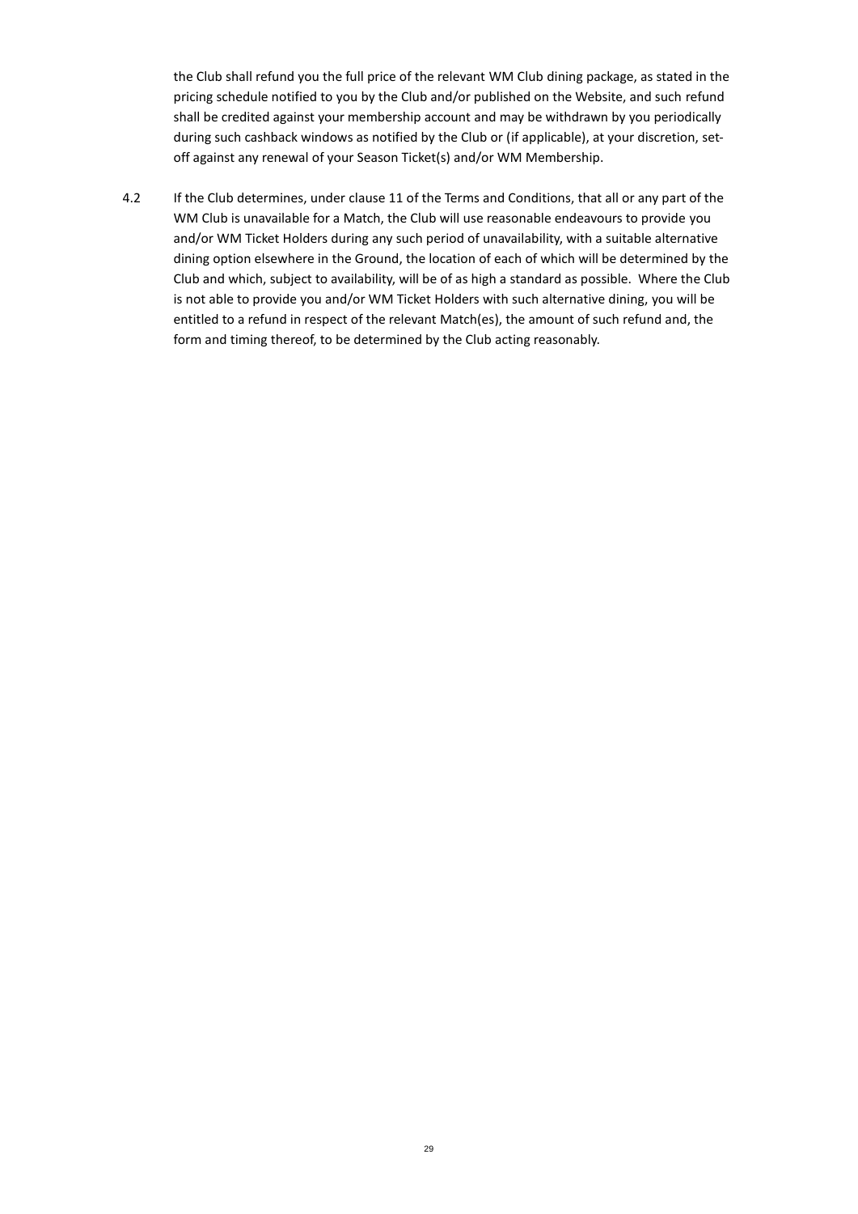the Club shall refund you the full price of the relevant WM Club dining package, as stated in the pricing schedule notified to you by the Club and/or published on the Website, and such refund shall be credited against your membership account and may be withdrawn by you periodically during such cashback windows as notified by the Club or (if applicable), at your discretion, set-off against any renewal of your Season Ticket(s) and/or WM Membership.

4.2 If the Club determines, under clause 11 of the Terms and Conditions, that all or any part of the WM Club is unavailable for a Match, the Club will use reasonable endeavours to provide you and/or WM Ticket Holders during any such period of unavailability, with a suitable alternative dining option elsewhere in the Ground, the location of each of which will be determined by the Club and which, subject to availability, will be of as high a standard as possible. Where the Club is not able to provide you and/or WM Ticket Holders with such alternative dining, you will be entitled to a refund in respect of the relevant Match(es), the amount of such refund and, the form and timing thereof, to be determined by the Club acting reasonably.